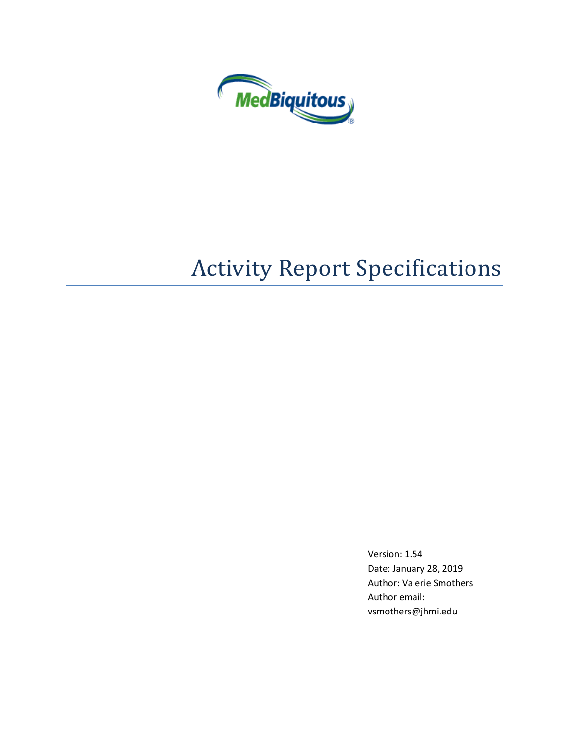# Activity Report Specifications

Version: 1.54
Date: January 28, 2019
Author: Valerie Smothers
Author email:
vsmothers@jhmi.edu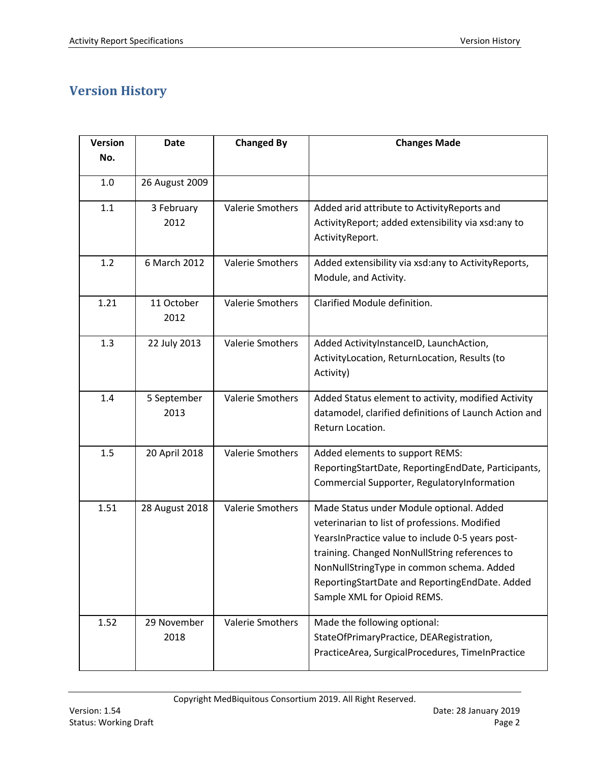# Version History

| Version No. | Date | Changed By | Changes Made |
|---|---|---|---|
| 1.0 | 26 August 2009 | | |
| 1.1 | 3 February 2012 | Valerie Smothers | Added arid attribute to ActivityReports and ActivityReport; added extensibility via xsd:any to ActivityReport. |
| 1.2 | 6 March 2012 | Valerie Smothers | Added extensibility via xsd:any to ActivityReports, Module, and Activity. |
| 1.21 | 11 October 2012 | Valerie Smothers | Clarified Module definition. |
| 1.3 | 22 July 2013 | Valerie Smothers | Added ActivityInstanceID, LaunchAction, ActivityLocation, ReturnLocation, Results (to Activity) |
| 1.4 | 5 September 2013 | Valerie Smothers | Added Status element to activity, modified Activity datamodel, clarified definitions of Launch Action and Return Location. |
| 1.5 | 20 April 2018 | Valerie Smothers | Added elements to support REMS: ReportingStartDate, ReportingEndDate, Participants, Commercial Supporter, RegulatoryInformation |
| 1.51 | 28 August 2018 | Valerie Smothers | Made Status under Module optional. Added veterinarian to list of professions. Modified YearsInPractice value to include 0-5 years post-training. Changed NonNullString references to NonNullStringType in common schema. Added ReportingStartDate and ReportingEndDate. Added Sample XML for Opioid REMS. |
| 1.52 | 29 November 2018 | Valerie Smothers | Made the following optional: StateOfPrimaryPractice, DEARegistration, PracticeArea, SurgicalProcedures, TimeInPractice |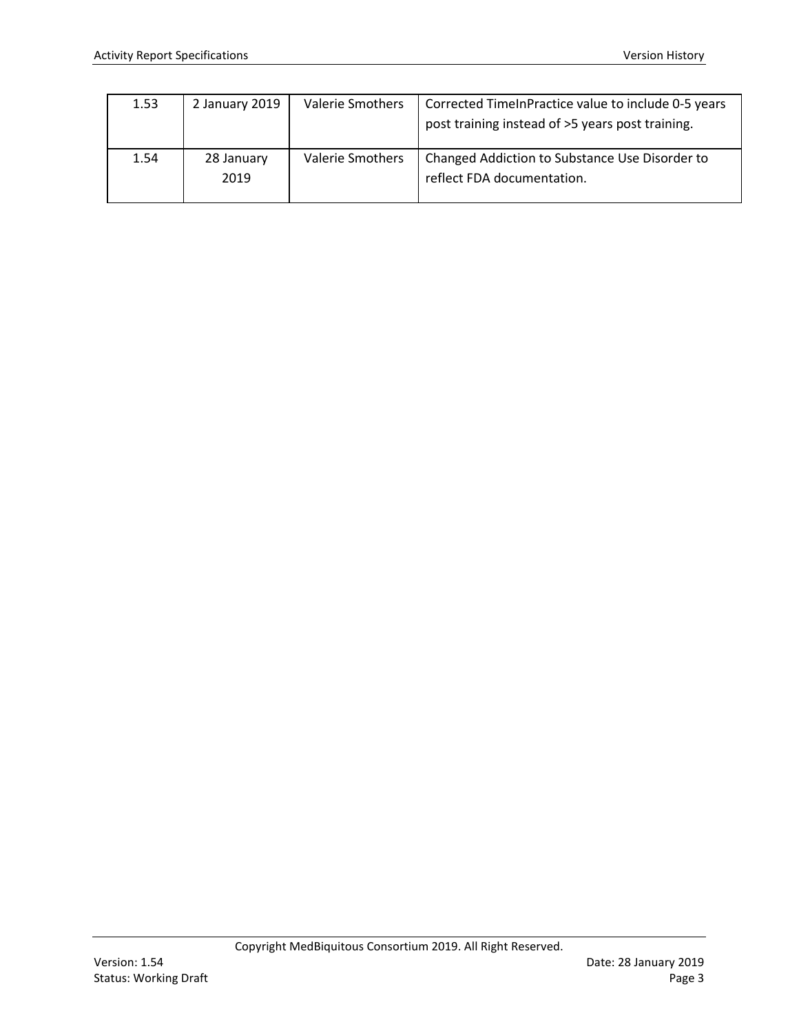| | | | |
|---|---|---|---|
| 1.53 | 2 January 2019 | Valerie Smothers | Corrected TimeInPractice value to include 0-5 years post training instead of >5 years post training. |
| 1.54 | 28 January 2019 | Valerie Smothers | Changed Addiction to Substance Use Disorder to reflect FDA documentation. |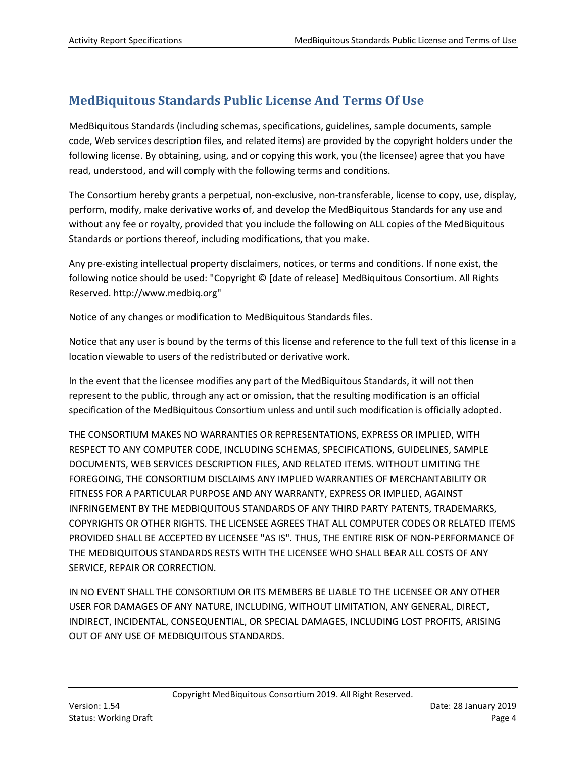## MedBiquitous Standards Public License And Terms Of Use

MedBiquitous Standards (including schemas, specifications, guidelines, sample documents, sample code, Web services description files, and related items) are provided by the copyright holders under the following license. By obtaining, using, and or copying this work, you (the licensee) agree that you have read, understood, and will comply with the following terms and conditions.

The Consortium hereby grants a perpetual, non-exclusive, non-transferable, license to copy, use, display, perform, modify, make derivative works of, and develop the MedBiquitous Standards for any use and without any fee or royalty, provided that you include the following on ALL copies of the MedBiquitous Standards or portions thereof, including modifications, that you make.

Any pre-existing intellectual property disclaimers, notices, or terms and conditions. If none exist, the following notice should be used: "Copyright © [date of release] MedBiquitous Consortium. All Rights Reserved. http://www.medbiq.org"

Notice of any changes or modification to MedBiquitous Standards files.

Notice that any user is bound by the terms of this license and reference to the full text of this license in a location viewable to users of the redistributed or derivative work.

In the event that the licensee modifies any part of the MedBiquitous Standards, it will not then represent to the public, through any act or omission, that the resulting modification is an official specification of the MedBiquitous Consortium unless and until such modification is officially adopted.

THE CONSORTIUM MAKES NO WARRANTIES OR REPRESENTATIONS, EXPRESS OR IMPLIED, WITH RESPECT TO ANY COMPUTER CODE, INCLUDING SCHEMAS, SPECIFICATIONS, GUIDELINES, SAMPLE DOCUMENTS, WEB SERVICES DESCRIPTION FILES, AND RELATED ITEMS. WITHOUT LIMITING THE FOREGOING, THE CONSORTIUM DISCLAIMS ANY IMPLIED WARRANTIES OF MERCHANTABILITY OR FITNESS FOR A PARTICULAR PURPOSE AND ANY WARRANTY, EXPRESS OR IMPLIED, AGAINST INFRINGEMENT BY THE MEDBIQUITOUS STANDARDS OF ANY THIRD PARTY PATENTS, TRADEMARKS, COPYRIGHTS OR OTHER RIGHTS. THE LICENSEE AGREES THAT ALL COMPUTER CODES OR RELATED ITEMS PROVIDED SHALL BE ACCEPTED BY LICENSEE "AS IS". THUS, THE ENTIRE RISK OF NON-PERFORMANCE OF THE MEDBIQUITOUS STANDARDS RESTS WITH THE LICENSEE WHO SHALL BEAR ALL COSTS OF ANY SERVICE, REPAIR OR CORRECTION.

IN NO EVENT SHALL THE CONSORTIUM OR ITS MEMBERS BE LIABLE TO THE LICENSEE OR ANY OTHER USER FOR DAMAGES OF ANY NATURE, INCLUDING, WITHOUT LIMITATION, ANY GENERAL, DIRECT, INDIRECT, INCIDENTAL, CONSEQUENTIAL, OR SPECIAL DAMAGES, INCLUDING LOST PROFITS, ARISING OUT OF ANY USE OF MEDBIQUITOUS STANDARDS.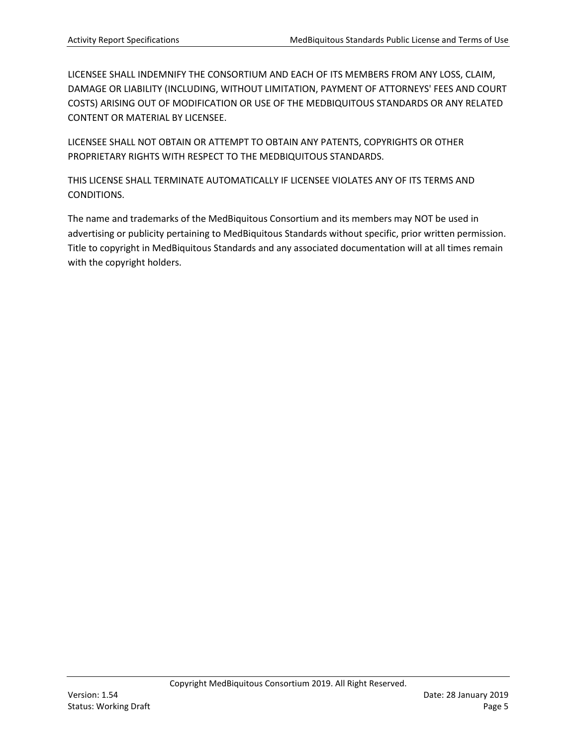LICENSEE SHALL INDEMNIFY THE CONSORTIUM AND EACH OF ITS MEMBERS FROM ANY LOSS, CLAIM, DAMAGE OR LIABILITY (INCLUDING, WITHOUT LIMITATION, PAYMENT OF ATTORNEYS' FEES AND COURT COSTS) ARISING OUT OF MODIFICATION OR USE OF THE MEDBIQUITOUS STANDARDS OR ANY RELATED CONTENT OR MATERIAL BY LICENSEE.

LICENSEE SHALL NOT OBTAIN OR ATTEMPT TO OBTAIN ANY PATENTS, COPYRIGHTS OR OTHER PROPRIETARY RIGHTS WITH RESPECT TO THE MEDBIQUITOUS STANDARDS.

THIS LICENSE SHALL TERMINATE AUTOMATICALLY IF LICENSEE VIOLATES ANY OF ITS TERMS AND CONDITIONS.

The name and trademarks of the MedBiquitous Consortium and its members may NOT be used in advertising or publicity pertaining to MedBiquitous Standards without specific, prior written permission. Title to copyright in MedBiquitous Standards and any associated documentation will at all times remain with the copyright holders.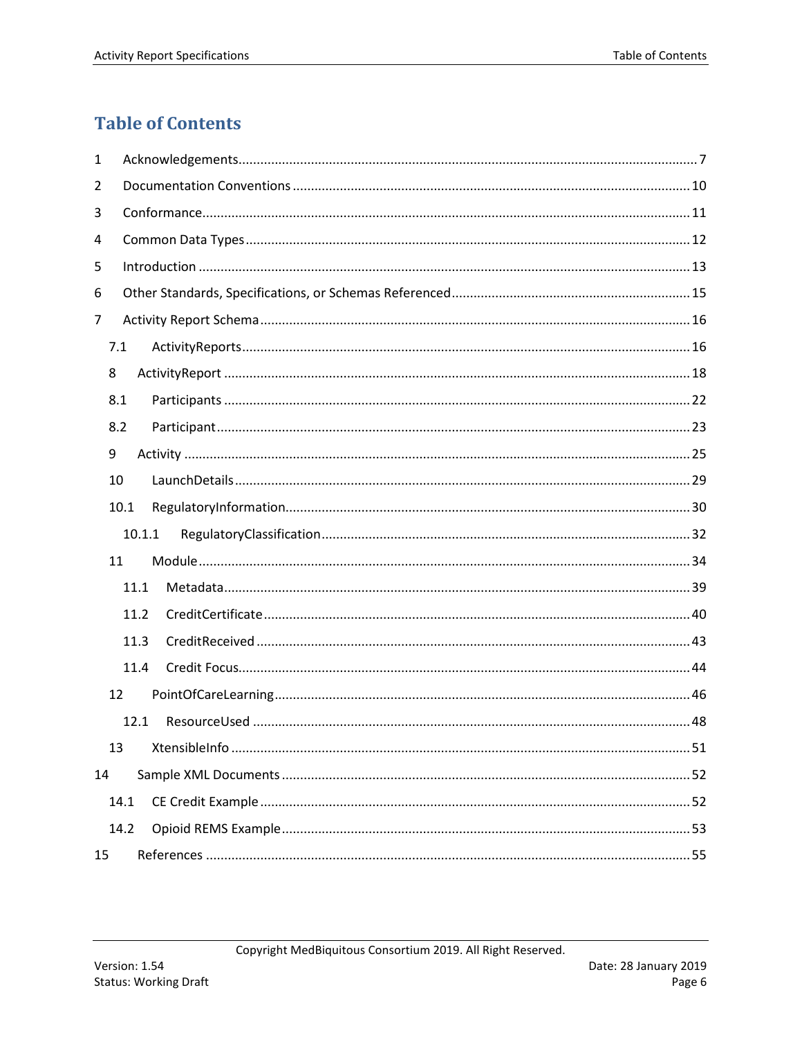# Table of Contents

1 Acknowledgements ..... 7
2 Documentation Conventions ..... 10
3 Conformance ..... 11
4 Common Data Types ..... 12
5 Introduction ..... 13
6 Other Standards, Specifications, or Schemas Referenced ..... 15
7 Activity Report Schema ..... 16
  7.1 ActivityReports ..... 16
  8 ActivityReport ..... 18
  8.1 Participants ..... 22
  8.2 Participant ..... 23
  9 Activity ..... 25
  10 LaunchDetails ..... 29
  10.1 RegulatoryInformation ..... 30
    10.1.1 RegulatoryClassification ..... 32
  11 Module ..... 34
    11.1 Metadata ..... 39
    11.2 CreditCertificate ..... 40
    11.3 CreditReceived ..... 43
    11.4 Credit Focus ..... 44
  12 PointOfCareLearning ..... 46
    12.1 ResourceUsed ..... 48
  13 XtensibleInfo ..... 51
14 Sample XML Documents ..... 52
  14.1 CE Credit Example ..... 52
  14.2 Opioid REMS Example ..... 53
15 References ..... 55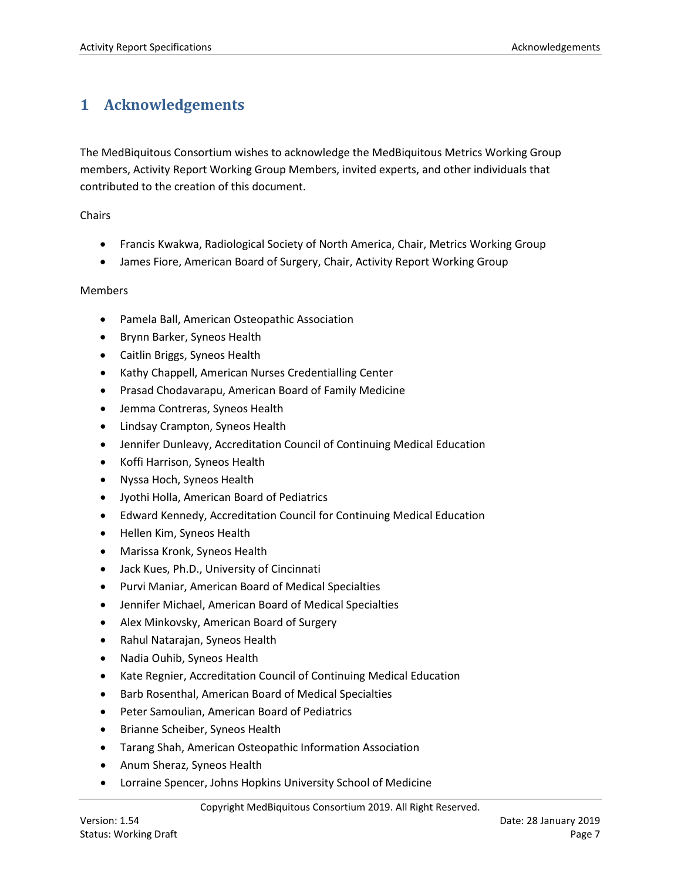# 1 Acknowledgements

The MedBiquitous Consortium wishes to acknowledge the MedBiquitous Metrics Working Group members, Activity Report Working Group Members, invited experts, and other individuals that contributed to the creation of this document.

Chairs

- Francis Kwakwa, Radiological Society of North America, Chair, Metrics Working Group
- James Fiore, American Board of Surgery, Chair, Activity Report Working Group

Members

- Pamela Ball, American Osteopathic Association
- Brynn Barker, Syneos Health
- Caitlin Briggs, Syneos Health
- Kathy Chappell, American Nurses Credentialling Center
- Prasad Chodavarapu, American Board of Family Medicine
- Jemma Contreras, Syneos Health
- Lindsay Crampton, Syneos Health
- Jennifer Dunleavy, Accreditation Council of Continuing Medical Education
- Koffi Harrison, Syneos Health
- Nyssa Hoch, Syneos Health
- Jyothi Holla, American Board of Pediatrics
- Edward Kennedy, Accreditation Council for Continuing Medical Education
- Hellen Kim, Syneos Health
- Marissa Kronk, Syneos Health
- Jack Kues, Ph.D., University of Cincinnati
- Purvi Maniar, American Board of Medical Specialties
- Jennifer Michael, American Board of Medical Specialties
- Alex Minkovsky, American Board of Surgery
- Rahul Natarajan, Syneos Health
- Nadia Ouhib, Syneos Health
- Kate Regnier, Accreditation Council of Continuing Medical Education
- Barb Rosenthal, American Board of Medical Specialties
- Peter Samoulian, American Board of Pediatrics
- Brianne Scheiber, Syneos Health
- Tarang Shah, American Osteopathic Information Association
- Anum Sheraz, Syneos Health
- Lorraine Spencer, Johns Hopkins University School of Medicine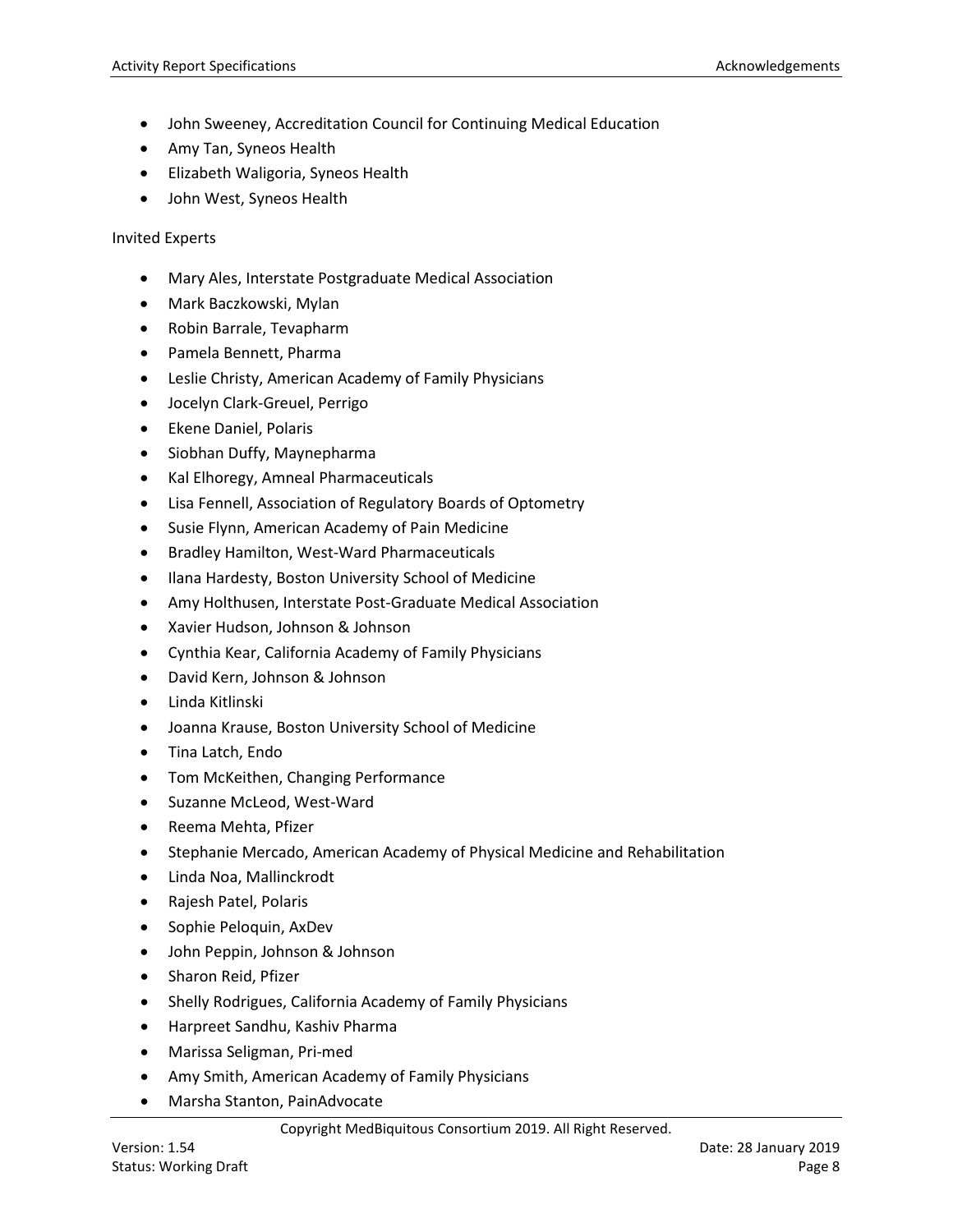- John Sweeney, Accreditation Council for Continuing Medical Education
- Amy Tan, Syneos Health
- Elizabeth Waligoria, Syneos Health
- John West, Syneos Health

Invited Experts

- Mary Ales, Interstate Postgraduate Medical Association
- Mark Baczkowski, Mylan
- Robin Barrale, Tevapharm
- Pamela Bennett, Pharma
- Leslie Christy, American Academy of Family Physicians
- Jocelyn Clark-Greuel, Perrigo
- Ekene Daniel, Polaris
- Siobhan Duffy, Maynepharma
- Kal Elhoregy, Amneal Pharmaceuticals
- Lisa Fennell, Association of Regulatory Boards of Optometry
- Susie Flynn, American Academy of Pain Medicine
- Bradley Hamilton, West-Ward Pharmaceuticals
- Ilana Hardesty, Boston University School of Medicine
- Amy Holthusen, Interstate Post-Graduate Medical Association
- Xavier Hudson, Johnson & Johnson
- Cynthia Kear, California Academy of Family Physicians
- David Kern, Johnson & Johnson
- Linda Kitlinski
- Joanna Krause, Boston University School of Medicine
- Tina Latch, Endo
- Tom McKeithen, Changing Performance
- Suzanne McLeod, West-Ward
- Reema Mehta, Pfizer
- Stephanie Mercado, American Academy of Physical Medicine and Rehabilitation
- Linda Noa, Mallinckrodt
- Rajesh Patel, Polaris
- Sophie Peloquin, AxDev
- John Peppin, Johnson & Johnson
- Sharon Reid, Pfizer
- Shelly Rodrigues, California Academy of Family Physicians
- Harpreet Sandhu, Kashiv Pharma
- Marissa Seligman, Pri-med
- Amy Smith, American Academy of Family Physicians
- Marsha Stanton, PainAdvocate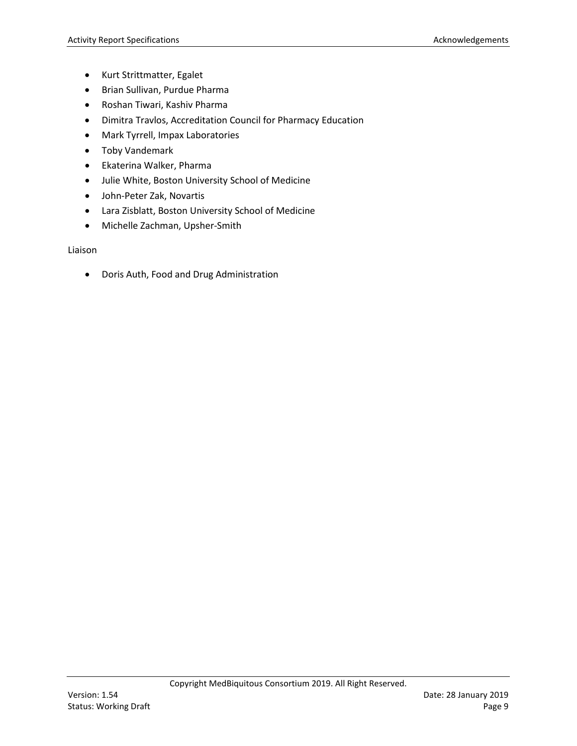- Kurt Strittmatter, Egalet
- Brian Sullivan, Purdue Pharma
- Roshan Tiwari, Kashiv Pharma
- Dimitra Travlos, Accreditation Council for Pharmacy Education
- Mark Tyrrell, Impax Laboratories
- Toby Vandemark
- Ekaterina Walker, Pharma
- Julie White, Boston University School of Medicine
- John-Peter Zak, Novartis
- Lara Zisblatt, Boston University School of Medicine
- Michelle Zachman, Upsher-Smith

Liaison

- Doris Auth, Food and Drug Administration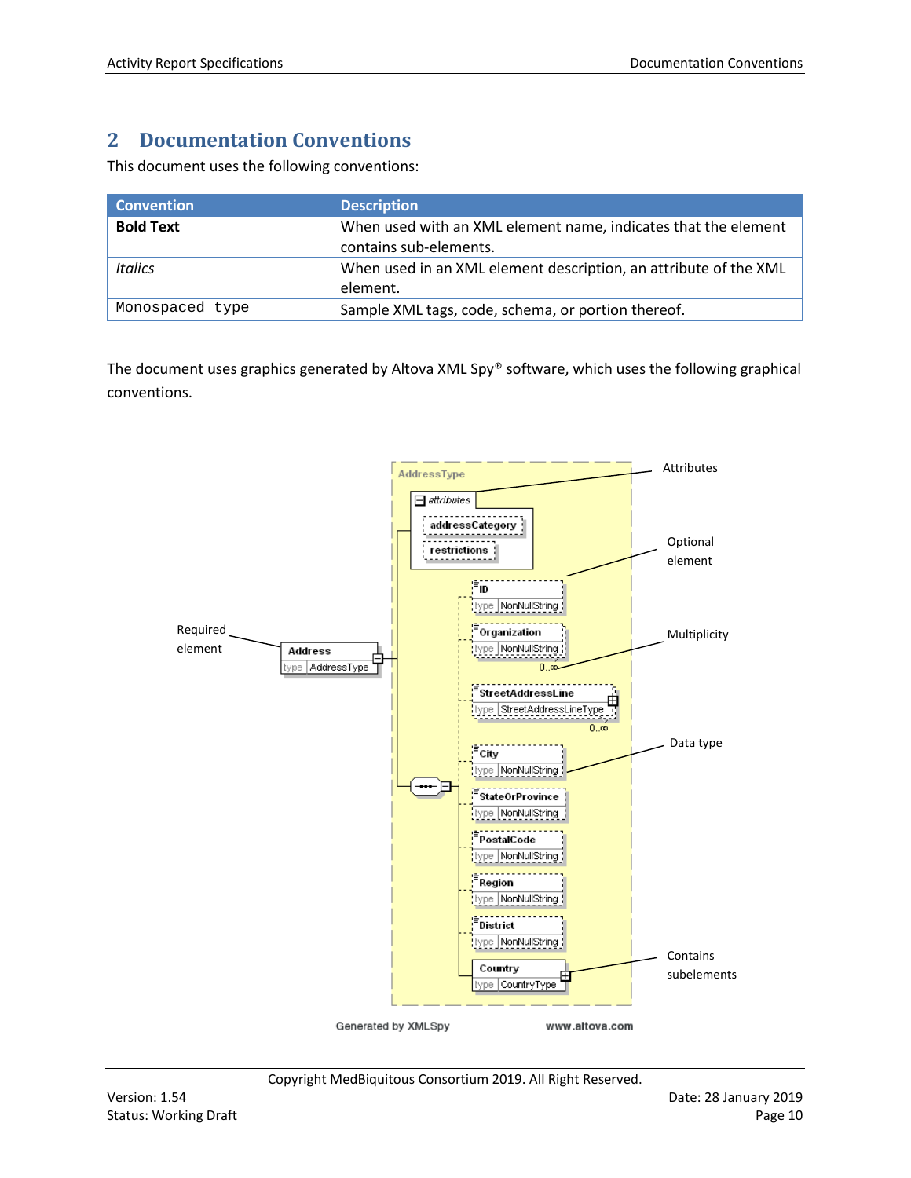# 2 Documentation Conventions

This document uses the following conventions:

| Convention | Description |
|---|---|
| **Bold Text** | When used with an XML element name, indicates that the element contains sub-elements. |
| *Italics* | When used in an XML element description, an attribute of the XML element. |
| `Monospaced type` | Sample XML tags, code, schema, or portion thereof. |

The document uses graphics generated by Altova XML Spy® software, which uses the following graphical conventions.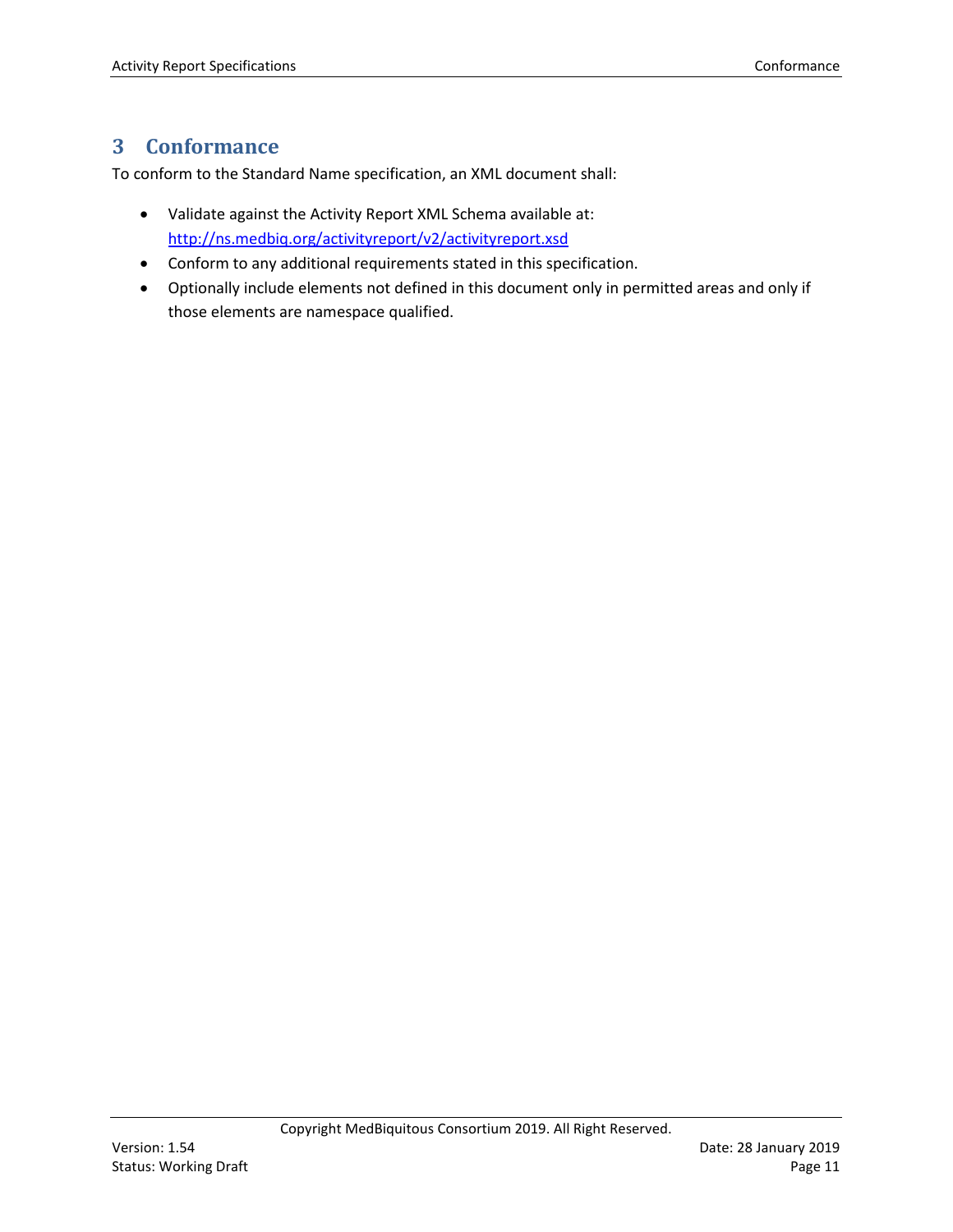# 3 Conformance

To conform to the Standard Name specification, an XML document shall:

- Validate against the Activity Report XML Schema available at: [http://ns.medbiq.org/activityreport/v2/activityreport.xsd](http://ns.medbiq.org/activityreport/v2/activityreport.xsd)
- Conform to any additional requirements stated in this specification.
- Optionally include elements not defined in this document only in permitted areas and only if those elements are namespace qualified.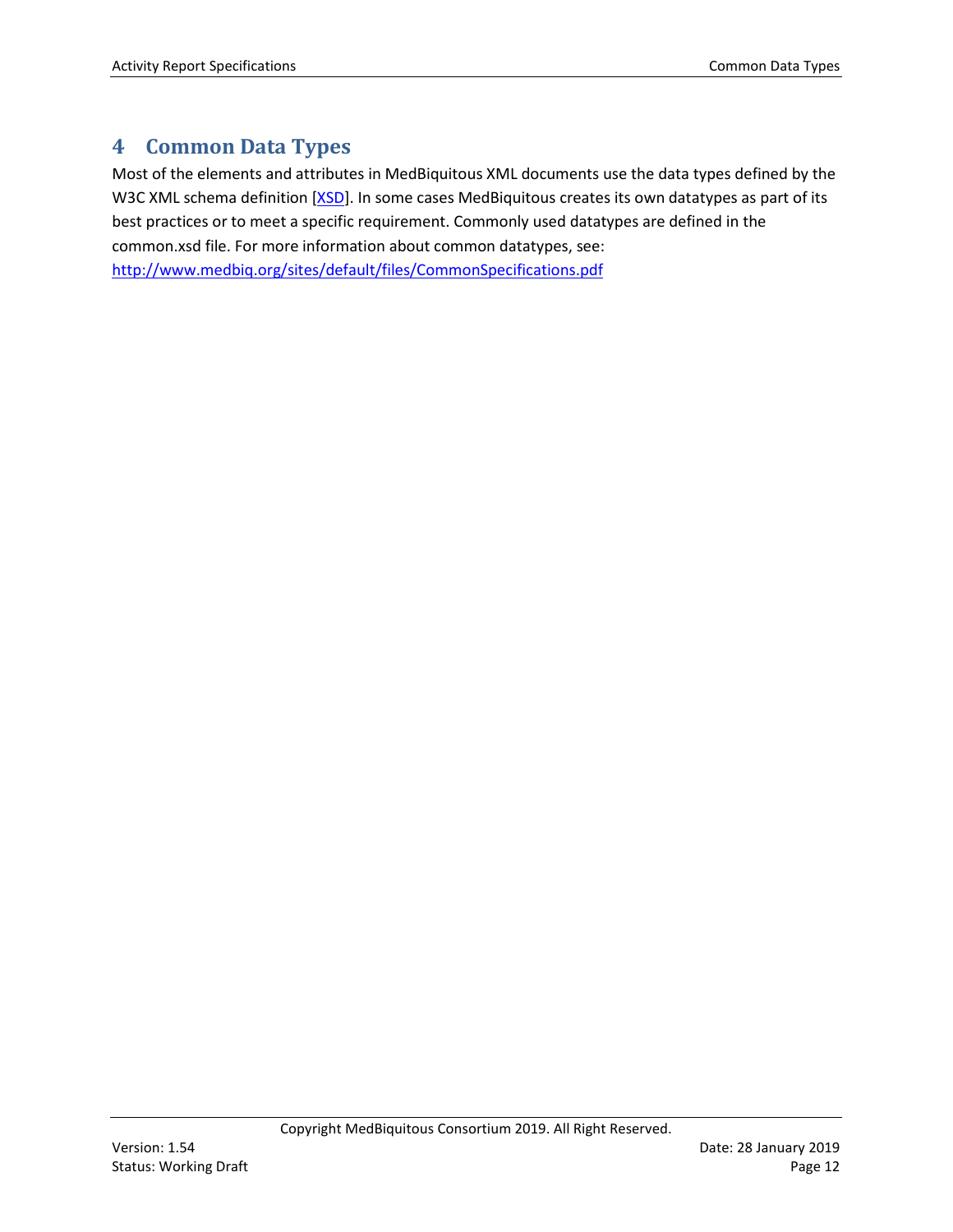# 4 Common Data Types

Most of the elements and attributes in MedBiquitous XML documents use the data types defined by the W3C XML schema definition [XSD]. In some cases MedBiquitous creates its own datatypes as part of its best practices or to meet a specific requirement. Commonly used datatypes are defined in the common.xsd file. For more information about common datatypes, see: http://www.medbiq.org/sites/default/files/CommonSpecifications.pdf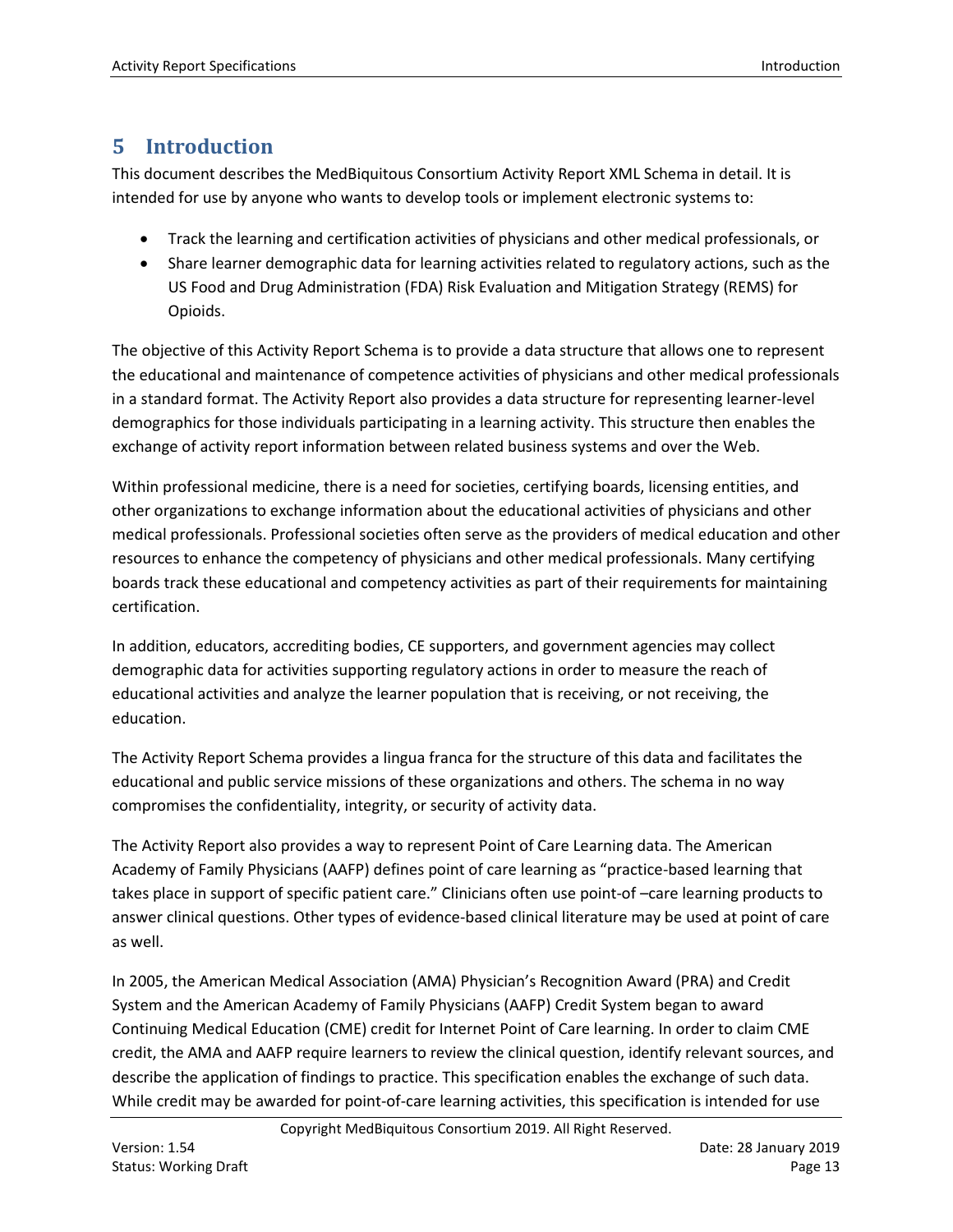# 5 Introduction

This document describes the MedBiquitous Consortium Activity Report XML Schema in detail. It is intended for use by anyone who wants to develop tools or implement electronic systems to:

- Track the learning and certification activities of physicians and other medical professionals, or
- Share learner demographic data for learning activities related to regulatory actions, such as the US Food and Drug Administration (FDA) Risk Evaluation and Mitigation Strategy (REMS) for Opioids.

The objective of this Activity Report Schema is to provide a data structure that allows one to represent the educational and maintenance of competence activities of physicians and other medical professionals in a standard format. The Activity Report also provides a data structure for representing learner-level demographics for those individuals participating in a learning activity. This structure then enables the exchange of activity report information between related business systems and over the Web.

Within professional medicine, there is a need for societies, certifying boards, licensing entities, and other organizations to exchange information about the educational activities of physicians and other medical professionals. Professional societies often serve as the providers of medical education and other resources to enhance the competency of physicians and other medical professionals. Many certifying boards track these educational and competency activities as part of their requirements for maintaining certification.

In addition, educators, accrediting bodies, CE supporters, and government agencies may collect demographic data for activities supporting regulatory actions in order to measure the reach of educational activities and analyze the learner population that is receiving, or not receiving, the education.

The Activity Report Schema provides a lingua franca for the structure of this data and facilitates the educational and public service missions of these organizations and others. The schema in no way compromises the confidentiality, integrity, or security of activity data.

The Activity Report also provides a way to represent Point of Care Learning data. The American Academy of Family Physicians (AAFP) defines point of care learning as "practice-based learning that takes place in support of specific patient care." Clinicians often use point-of –care learning products to answer clinical questions. Other types of evidence-based clinical literature may be used at point of care as well.

In 2005, the American Medical Association (AMA) Physician's Recognition Award (PRA) and Credit System and the American Academy of Family Physicians (AAFP) Credit System began to award Continuing Medical Education (CME) credit for Internet Point of Care learning. In order to claim CME credit, the AMA and AAFP require learners to review the clinical question, identify relevant sources, and describe the application of findings to practice. This specification enables the exchange of such data. While credit may be awarded for point-of-care learning activities, this specification is intended for use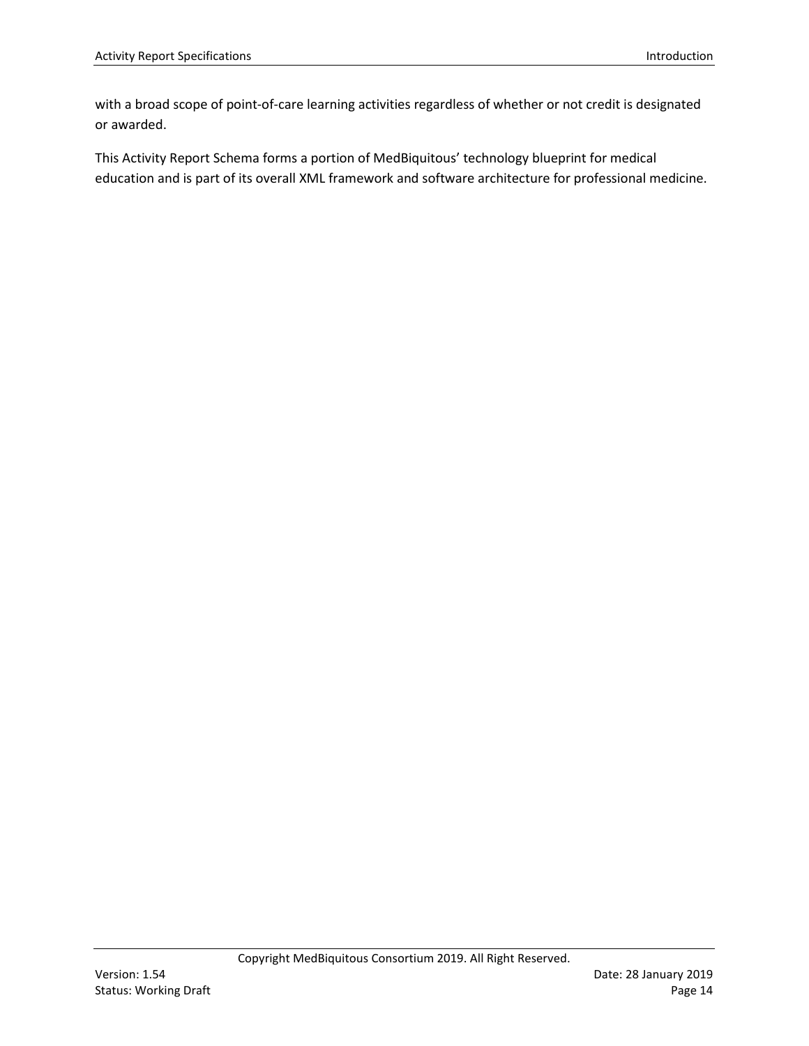with a broad scope of point-of-care learning activities regardless of whether or not credit is designated or awarded.

This Activity Report Schema forms a portion of MedBiquitous' technology blueprint for medical education and is part of its overall XML framework and software architecture for professional medicine.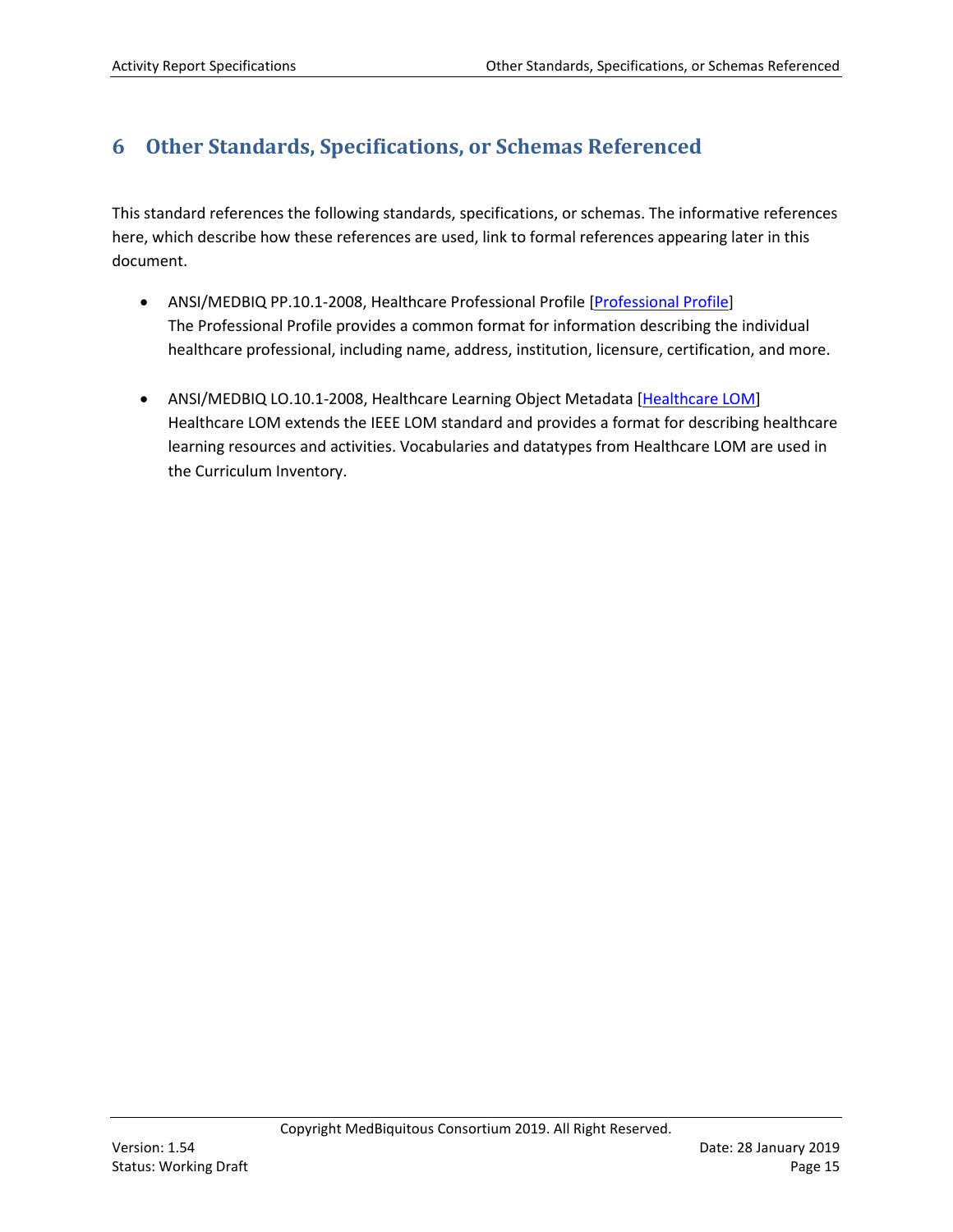# 6 Other Standards, Specifications, or Schemas Referenced

This standard references the following standards, specifications, or schemas. The informative references here, which describe how these references are used, link to formal references appearing later in this document.

- ANSI/MEDBIQ PP.10.1-2008, Healthcare Professional Profile [Professional Profile]
  The Professional Profile provides a common format for information describing the individual healthcare professional, including name, address, institution, licensure, certification, and more.

- ANSI/MEDBIQ LO.10.1-2008, Healthcare Learning Object Metadata [Healthcare LOM]
  Healthcare LOM extends the IEEE LOM standard and provides a format for describing healthcare learning resources and activities. Vocabularies and datatypes from Healthcare LOM are used in the Curriculum Inventory.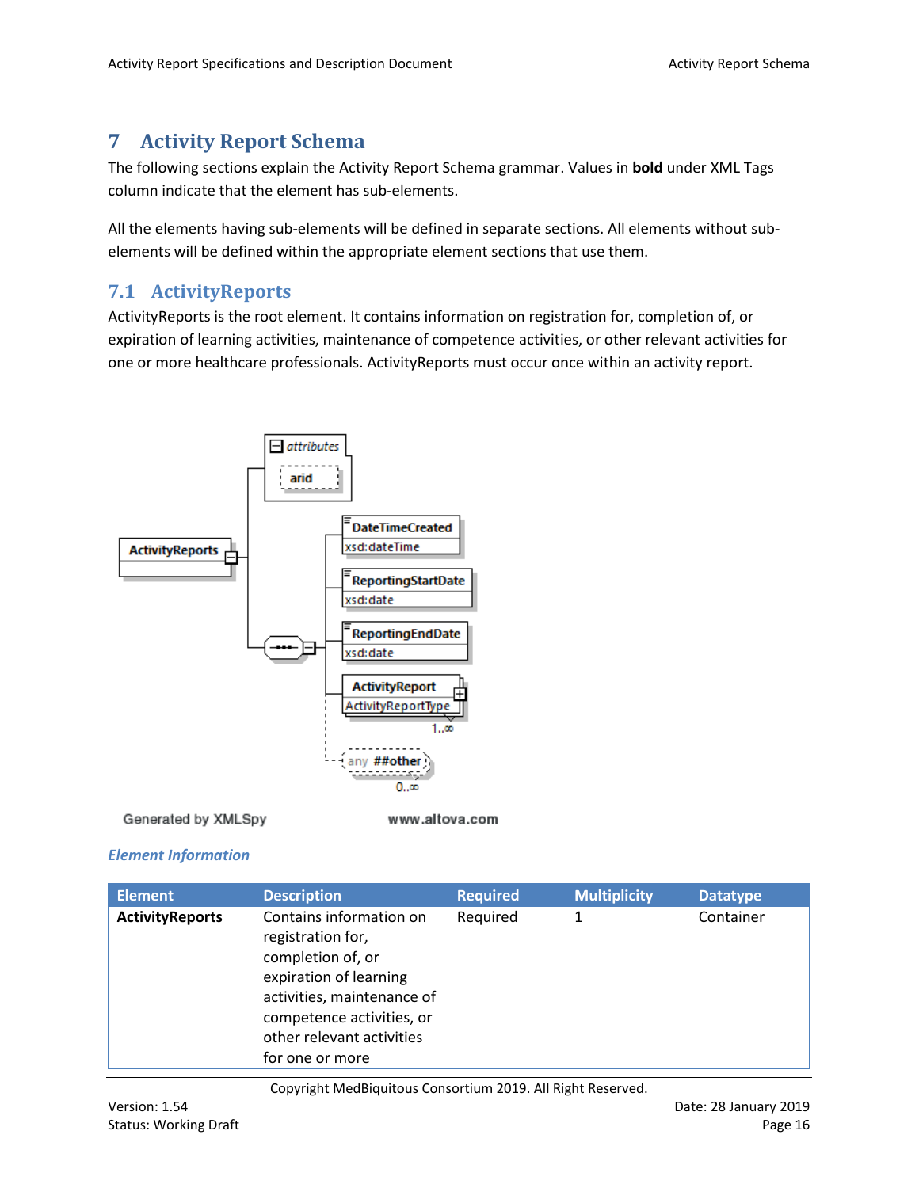# 7 Activity Report Schema

The following sections explain the Activity Report Schema grammar. Values in **bold** under XML Tags column indicate that the element has sub-elements.

All the elements having sub-elements will be defined in separate sections. All elements without sub-elements will be defined within the appropriate element sections that use them.

## 7.1 ActivityReports

ActivityReports is the root element. It contains information on registration for, completion of, or expiration of learning activities, maintenance of competence activities, or other relevant activities for one or more healthcare professionals. ActivityReports must occur once within an activity report.

### *Element Information*

| Element | Description | Required | Multiplicity | Datatype |
|---|---|---|---|---|
| **ActivityReports** | Contains information on registration for, completion of, or expiration of learning activities, maintenance of competence activities, or other relevant activities for one or more | Required | 1 | Container |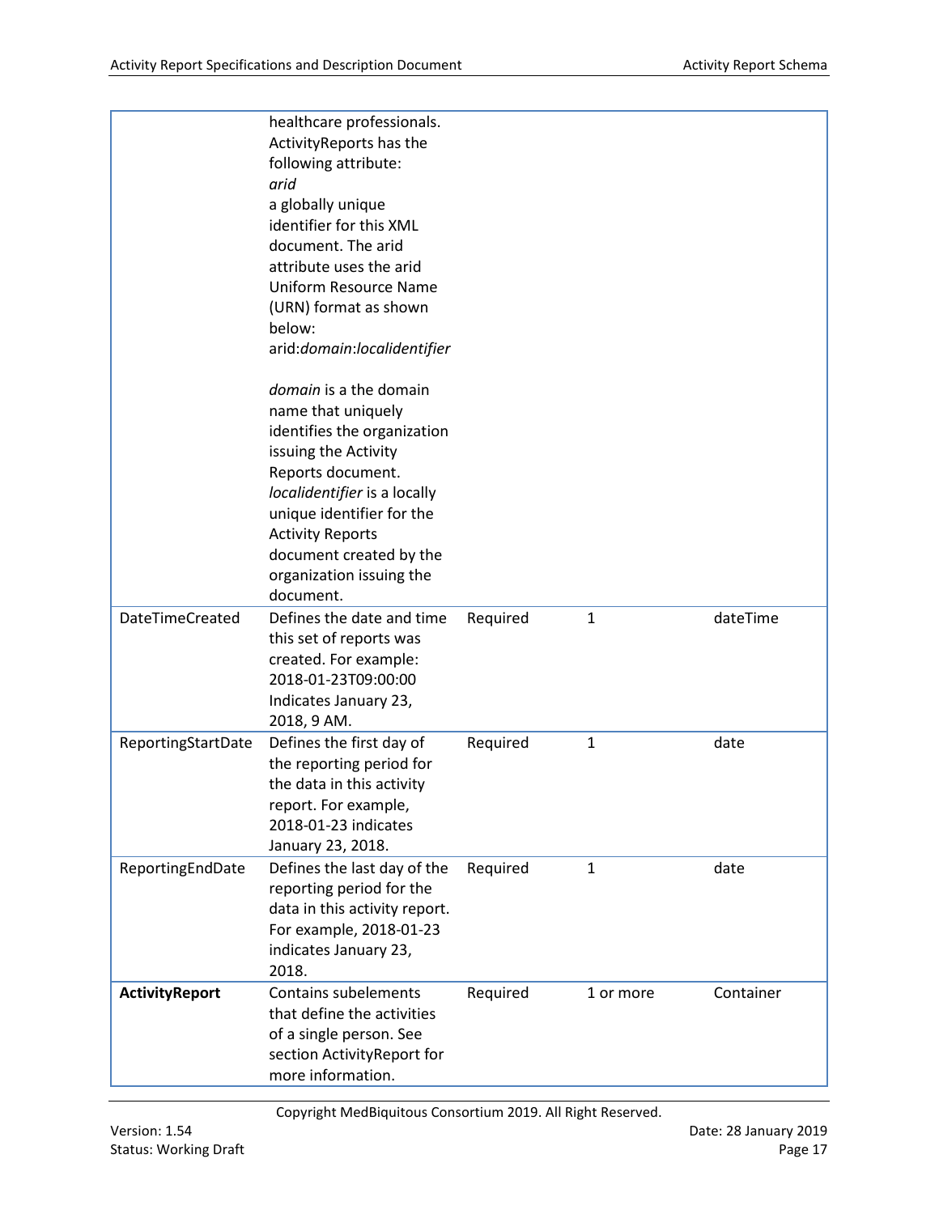| | | | | |
|---|---|---|---|---|
| | healthcare professionals. ActivityReports has the following attribute: *arid* a globally unique identifier for this XML document. The arid attribute uses the arid Uniform Resource Name (URN) format as shown below: arid:*domain*:*localidentifier*<br><br>*domain* is a the domain name that uniquely identifies the organization issuing the Activity Reports document. *localidentifier* is a locally unique identifier for the Activity Reports document created by the organization issuing the document. | | | |
| DateTimeCreated | Defines the date and time this set of reports was created. For example: 2018-01-23T09:00:00 Indicates January 23, 2018, 9 AM. | Required | 1 | dateTime |
| ReportingStartDate | Defines the first day of the reporting period for the data in this activity report. For example, 2018-01-23 indicates January 23, 2018. | Required | 1 | date |
| ReportingEndDate | Defines the last day of the reporting period for the data in this activity report. For example, 2018-01-23 indicates January 23, 2018. | Required | 1 | date |
| **ActivityReport** | Contains subelements that define the activities of a single person. See section ActivityReport for more information. | Required | 1 or more | Container |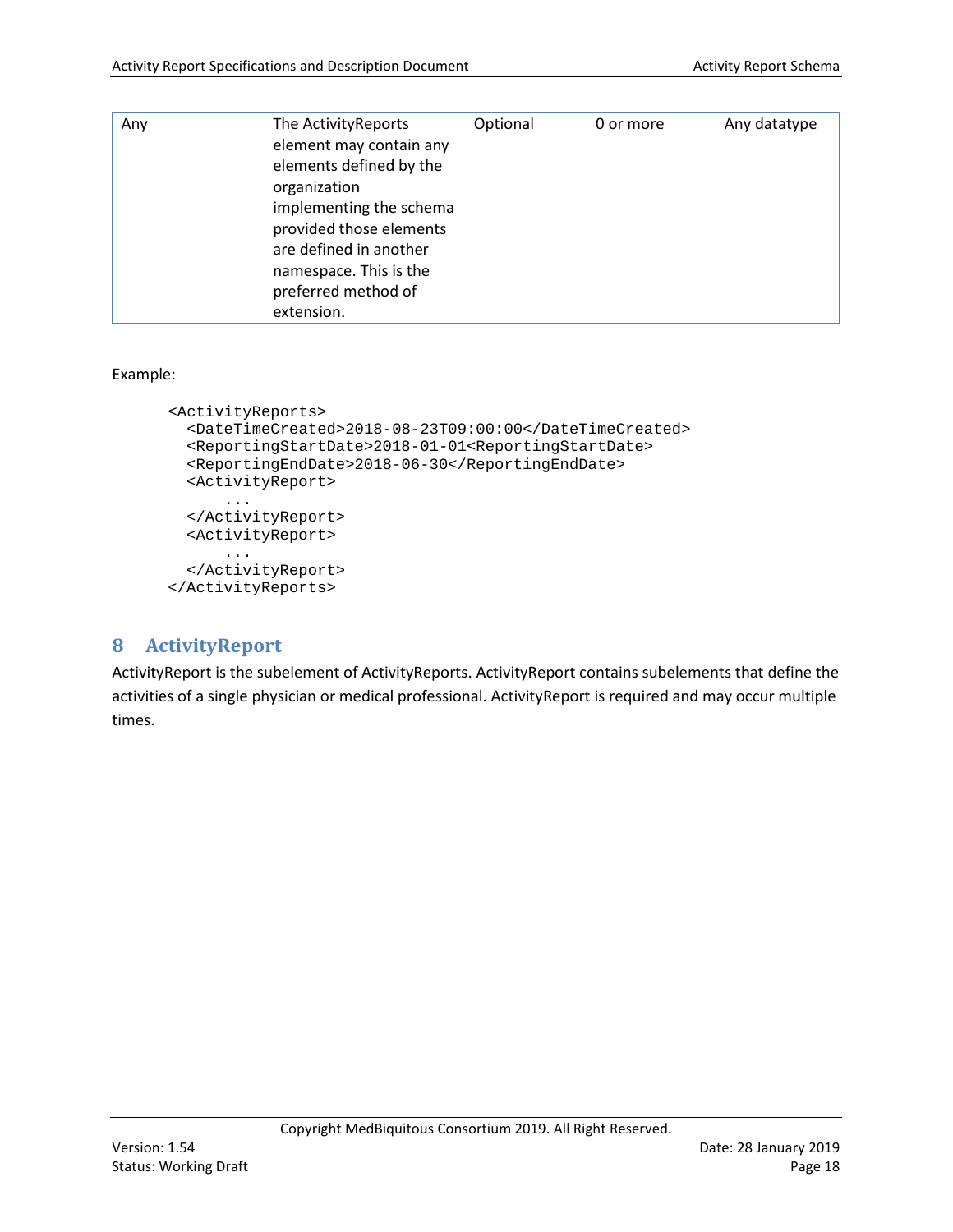| Any | The ActivityReports element may contain any elements defined by the organization implementing the schema provided those elements are defined in another namespace. This is the preferred method of extension. | Optional | 0 or more | Any datatype |
|---|---|---|---|---|

Example:

```
<ActivityReports>
  <DateTimeCreated>2018-08-23T09:00:00</DateTimeCreated>
  <ReportingStartDate>2018-01-01<ReportingStartDate>
  <ReportingEndDate>2018-06-30</ReportingEndDate>
  <ActivityReport>
      ...
  </ActivityReport>
  <ActivityReport>
      ...
  </ActivityReport>
</ActivityReports>
```

# 8 ActivityReport

ActivityReport is the subelement of ActivityReports. ActivityReport contains subelements that define the activities of a single physician or medical professional. ActivityReport is required and may occur multiple times.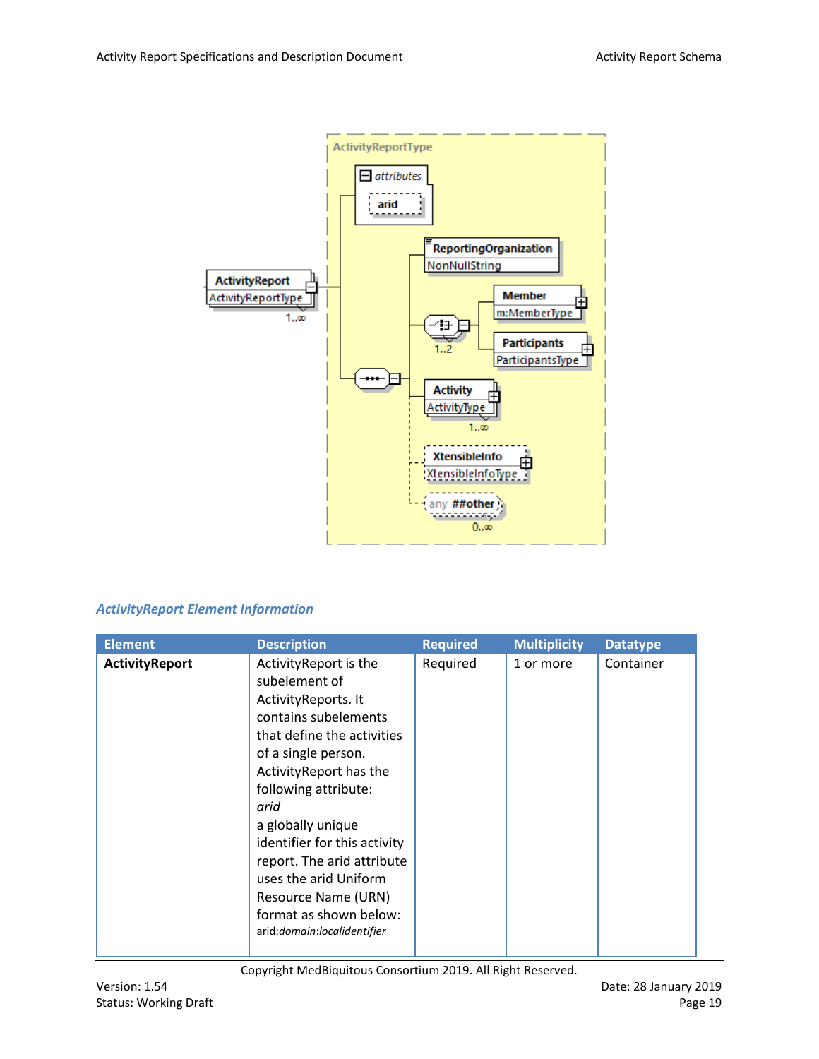### ActivityReport Element Information

| Element | Description | Required | Multiplicity | Datatype |
|---|---|---|---|---|
| **ActivityReport** | ActivityReport is the subelement of ActivityReports. It contains subelements that define the activities of a single person. ActivityReport has the following attribute: *arid* a globally unique identifier for this activity report. The arid attribute uses the arid Uniform Resource Name (URN) format as shown below: arid:*domain:localidentifier* | Required | 1 or more | Container |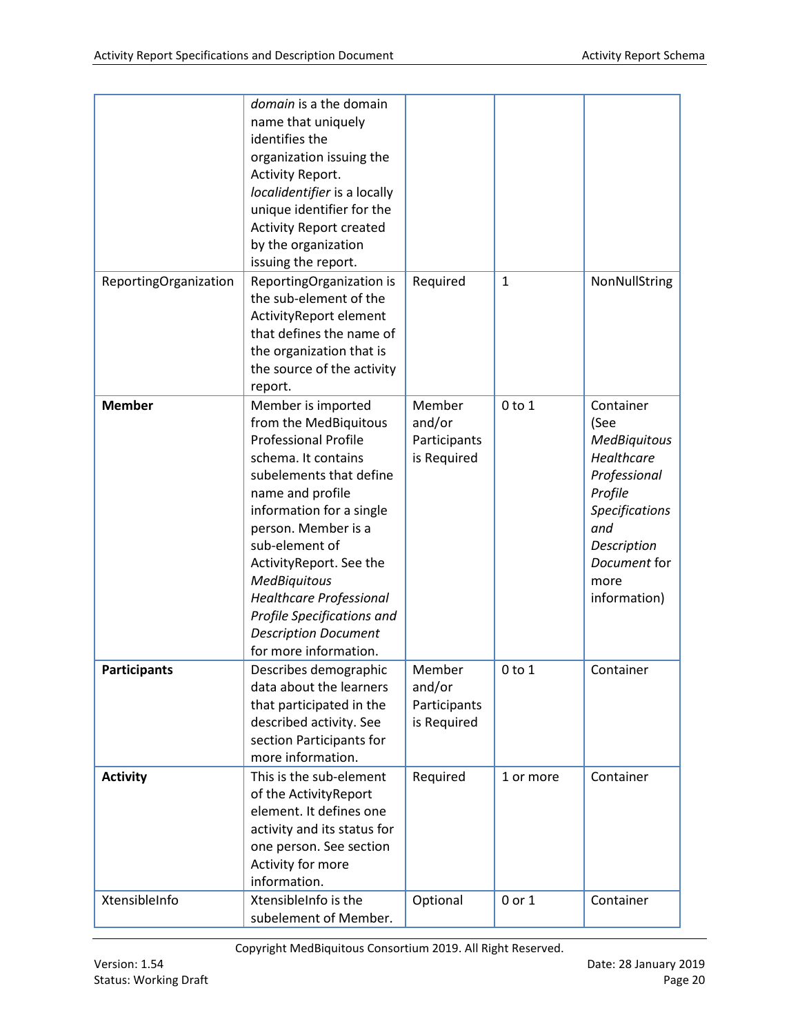| | | | | |
|---|---|---|---|---|
| | *domain* is a the domain name that uniquely identifies the organization issuing the Activity Report. *localidentifier* is a locally unique identifier for the Activity Report created by the organization issuing the report. | | | |
| ReportingOrganization | ReportingOrganization is the sub-element of the ActivityReport element that defines the name of the organization that is the source of the activity report. | Required | 1 | NonNullString |
| **Member** | Member is imported from the MedBiquitous Professional Profile schema. It contains subelements that define name and profile information for a single person. Member is a sub-element of ActivityReport. See the *MedBiquitous Healthcare Professional Profile Specifications and Description Document* for more information. | Member and/or Participants is Required | 0 to 1 | Container (See *MedBiquitous Healthcare Professional Profile Specifications and Description Document* for more information) |
| **Participants** | Describes demographic data about the learners that participated in the described activity. See section Participants for more information. | Member and/or Participants is Required | 0 to 1 | Container |
| **Activity** | This is the sub-element of the ActivityReport element. It defines one activity and its status for one person. See section Activity for more information. | Required | 1 or more | Container |
| XtensibleInfo | XtensibleInfo is the subelement of Member. | Optional | 0 or 1 | Container |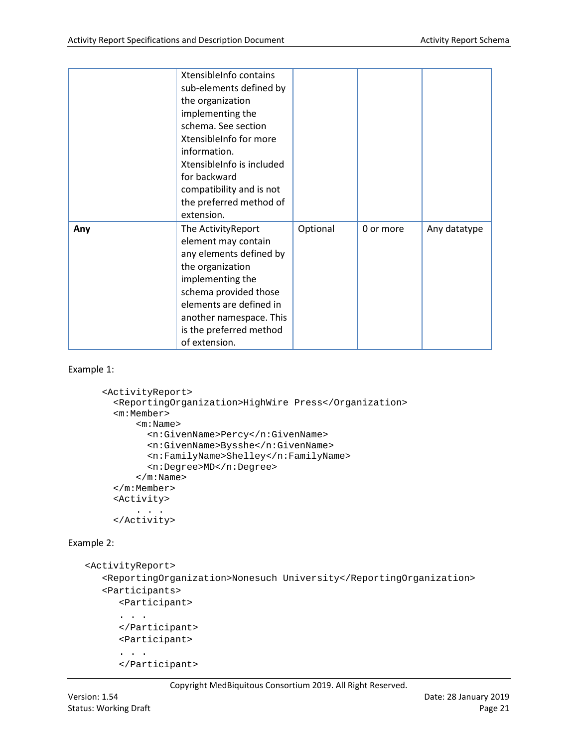| | | | | |
|---|---|---|---|---|
| | XtensibleInfo contains sub-elements defined by the organization implementing the schema. See section XtensibleInfo for more information. XtensibleInfo is included for backward compatibility and is not the preferred method of extension. | | | |
| **Any** | The ActivityReport element may contain any elements defined by the organization implementing the schema provided those elements are defined in another namespace. This is the preferred method of extension. | Optional | 0 or more | Any datatype |

Example 1:

```
<ActivityReport>
  <ReportingOrganization>HighWire Press</Organization>
  <m:Member>
      <m:Name>
        <n:GivenName>Percy</n:GivenName>
        <n:GivenName>Bysshe</n:GivenName>
        <n:FamilyName>Shelley</n:FamilyName>
        <n:Degree>MD</n:Degree>
      </m:Name>
  </m:Member>
  <Activity>
      . . .
  </Activity>
```

Example 2:

```
<ActivityReport>
   <ReportingOrganization>Nonesuch University</ReportingOrganization>
   <Participants>
      <Participant>
      . . .
      </Participant>
      <Participant>
      . . .
      </Participant>
```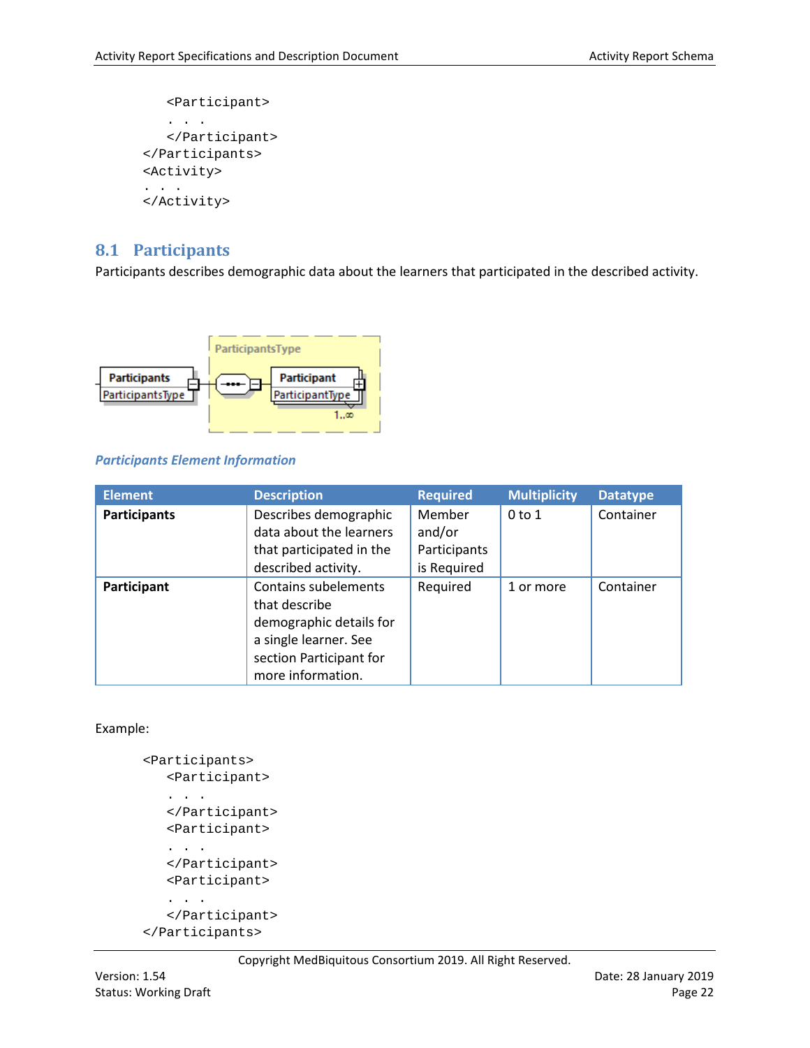```
      <Participant>
      . . .
      </Participant>
   </Participants>
   <Activity>
   . . .
   </Activity>
```

## 8.1 Participants

Participants describes demographic data about the learners that participated in the described activity.

***Participants Element Information***

| Element | Description | Required | Multiplicity | Datatype |
|---|---|---|---|---|
| **Participants** | Describes demographic data about the learners that participated in the described activity. | Member and/or Participants is Required | 0 to 1 | Container |
| **Participant** | Contains subelements that describe demographic details for a single learner. See section Participant for more information. | Required | 1 or more | Container |

Example:

```
<Participants>
   <Participant>
   . . .
   </Participant>
   <Participant>
   . . .
   </Participant>
   <Participant>
   . . .
   </Participant>
</Participants>
```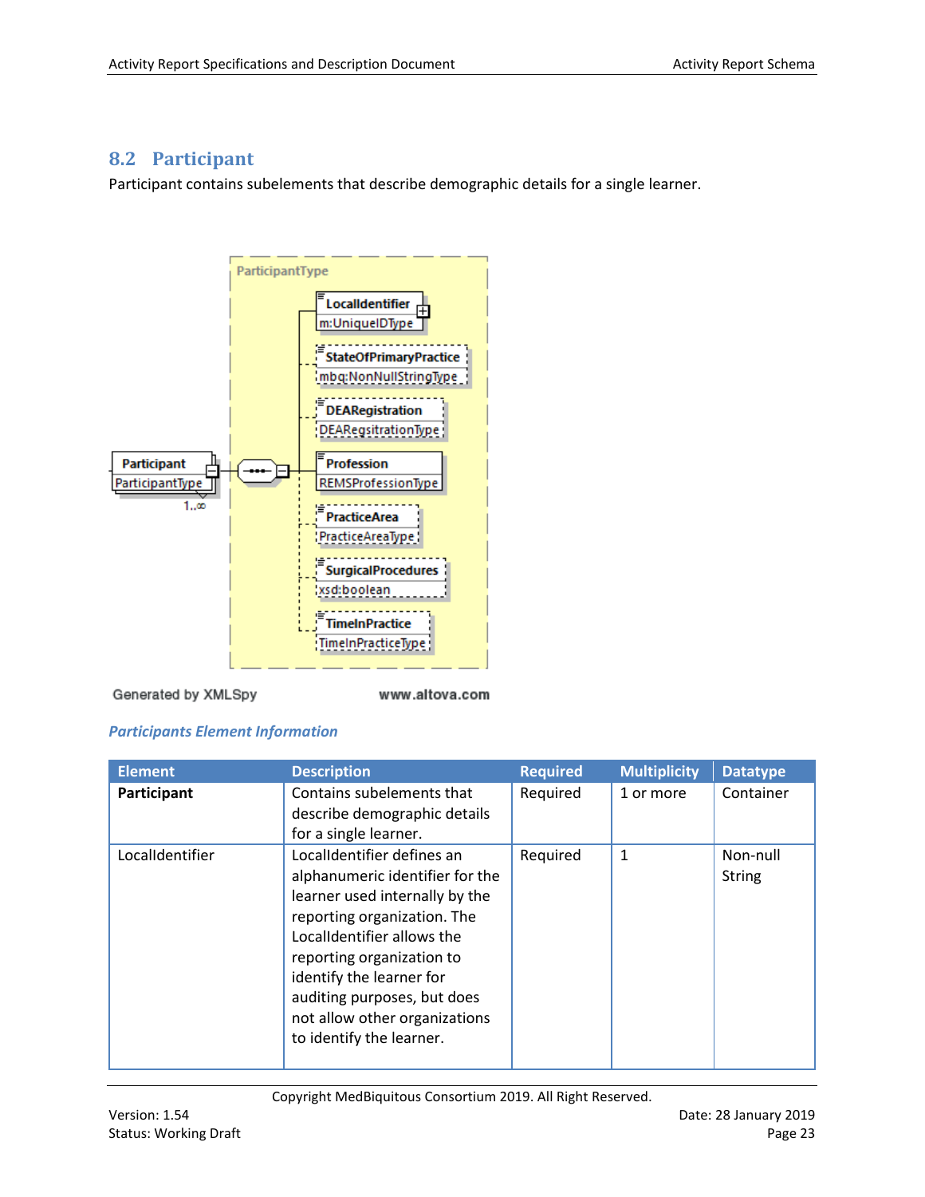## 8.2 Participant

Participant contains subelements that describe demographic details for a single learner.

ParticipantType

Participant
ParticipantType
1..∞

LocalIdentifier
m:UniqueIDType

StateOfPrimaryPractice
mbq:NonNullStringType

DEARegistration
DEARegsitrationType

Profession
REMSProfessionType

PracticeArea
PracticeAreaType

SurgicalProcedures
xsd:boolean

TimeInPractice
TimeInPracticeType

Generated by XMLSpy www.altova.com

*Participants Element Information*

| Element | Description | Required | Multiplicity | Datatype |
|---|---|---|---|---|
| **Participant** | Contains subelements that describe demographic details for a single learner. | Required | 1 or more | Container |
| LocalIdentifier | LocalIdentifier defines an alphanumeric identifier for the learner used internally by the reporting organization. The LocalIdentifier allows the reporting organization to identify the learner for auditing purposes, but does not allow other organizations to identify the learner. | Required | 1 | Non-null String |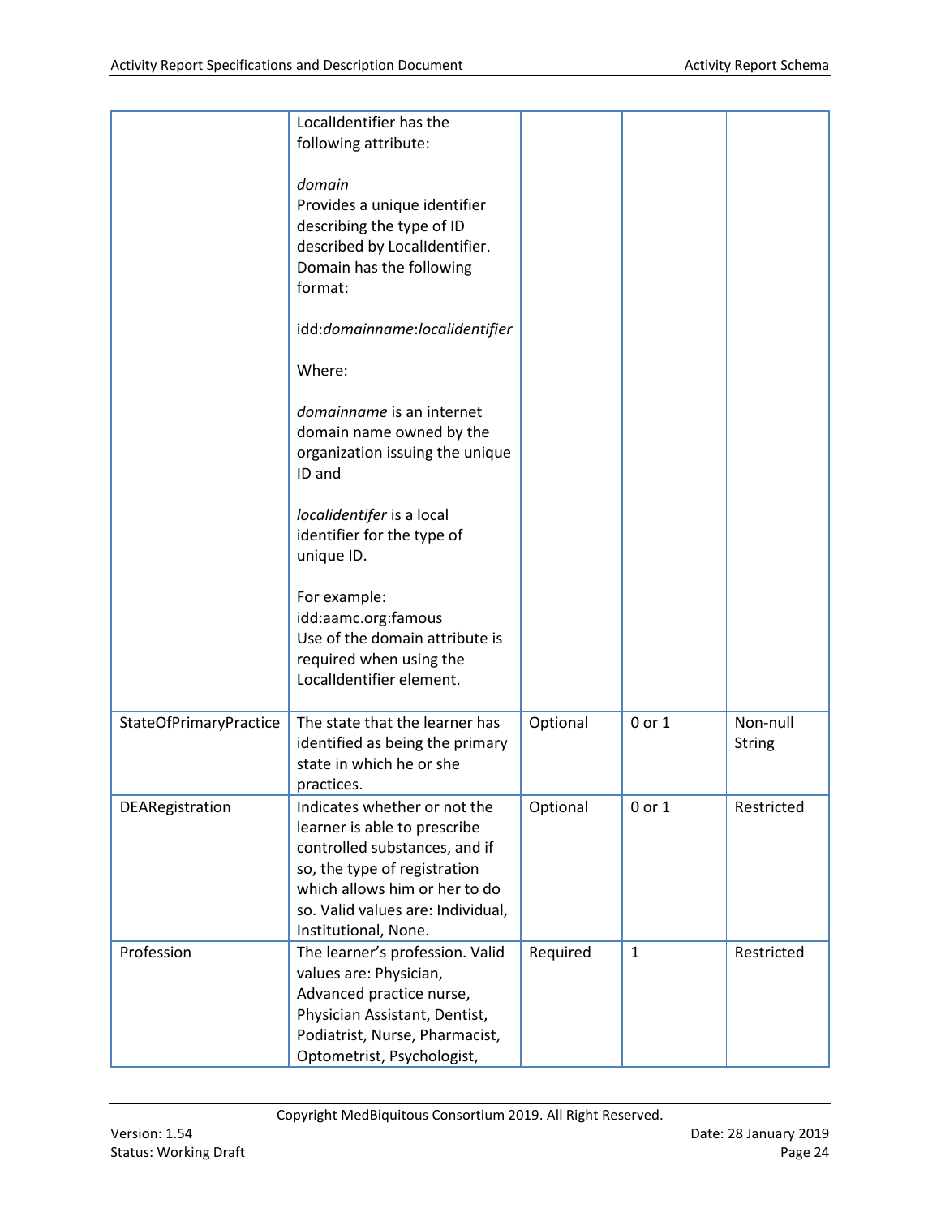| | | | | |
|---|---|---|---|---|
| | LocalIdentifier has the following attribute:<br><br>*domain*<br>Provides a unique identifier describing the type of ID described by LocalIdentifier. Domain has the following format:<br><br>idd:*domainname*:*localidentifier*<br><br>Where:<br><br>*domainname* is an internet domain name owned by the organization issuing the unique ID and<br><br>*localidentifer* is a local identifier for the type of unique ID.<br><br>For example:<br>idd:aamc.org:famous<br>Use of the domain attribute is required when using the LocalIdentifier element. | | | |
| StateOfPrimaryPractice | The state that the learner has identified as being the primary state in which he or she practices. | Optional | 0 or 1 | Non-null String |
| DEARegistration | Indicates whether or not the learner is able to prescribe controlled substances, and if so, the type of registration which allows him or her to do so. Valid values are: Individual, Institutional, None. | Optional | 0 or 1 | Restricted |
| Profession | The learner's profession. Valid values are: Physician, Advanced practice nurse, Physician Assistant, Dentist, Podiatrist, Nurse, Pharmacist, Optometrist, Psychologist, | Required | 1 | Restricted |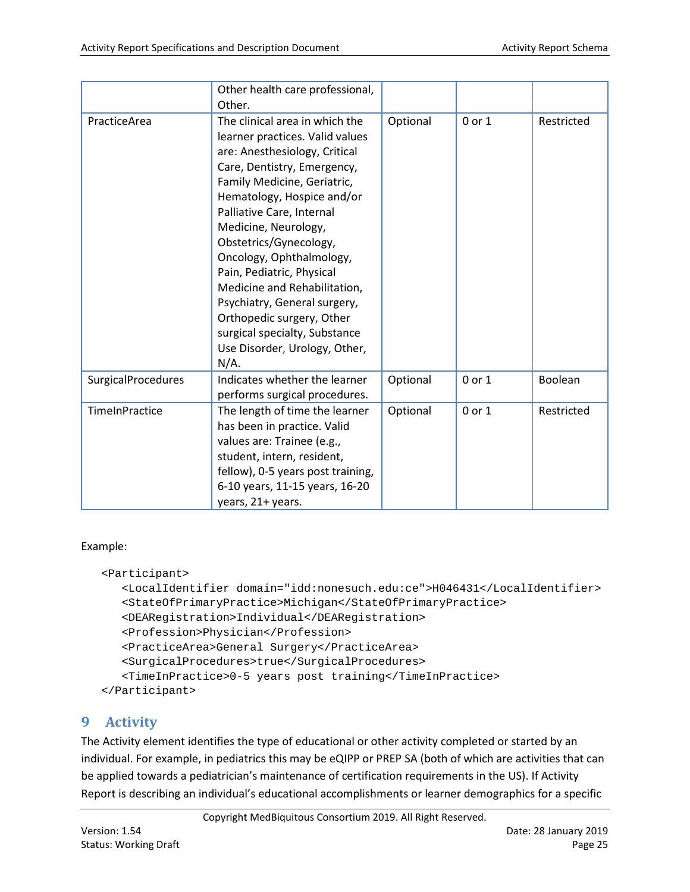| | Other health care professional, Other. | | | |
|---|---|---|---|---|
| PracticeArea | The clinical area in which the learner practices. Valid values are: Anesthesiology, Critical Care, Dentistry, Emergency, Family Medicine, Geriatric, Hematology, Hospice and/or Palliative Care, Internal Medicine, Neurology, Obstetrics/Gynecology, Oncology, Ophthalmology, Pain, Pediatric, Physical Medicine and Rehabilitation, Psychiatry, General surgery, Orthopedic surgery, Other surgical specialty, Substance Use Disorder, Urology, Other, N/A. | Optional | 0 or 1 | Restricted |
| SurgicalProcedures | Indicates whether the learner performs surgical procedures. | Optional | 0 or 1 | Boolean |
| TimeInPractice | The length of time the learner has been in practice. Valid values are: Trainee (e.g., student, intern, resident, fellow), 0-5 years post training, 6-10 years, 11-15 years, 16-20 years, 21+ years. | Optional | 0 or 1 | Restricted |

Example:

```
<Participant>
   <LocalIdentifier domain="idd:nonesuch.edu:ce">H046431</LocalIdentifier>
   <StateOfPrimaryPractice>Michigan</StateOfPrimaryPractice>
   <DEARegistration>Individual</DEARegistration>
   <Profession>Physician</Profession>
   <PracticeArea>General Surgery</PracticeArea>
   <SurgicalProcedures>true</SurgicalProcedures>
   <TimeInPractice>0-5 years post training</TimeInPractice>
</Participant>
```

# 9 Activity

The Activity element identifies the type of educational or other activity completed or started by an individual. For example, in pediatrics this may be eQIPP or PREP SA (both of which are activities that can be applied towards a pediatrician's maintenance of certification requirements in the US). If Activity Report is describing an individual's educational accomplishments or learner demographics for a specific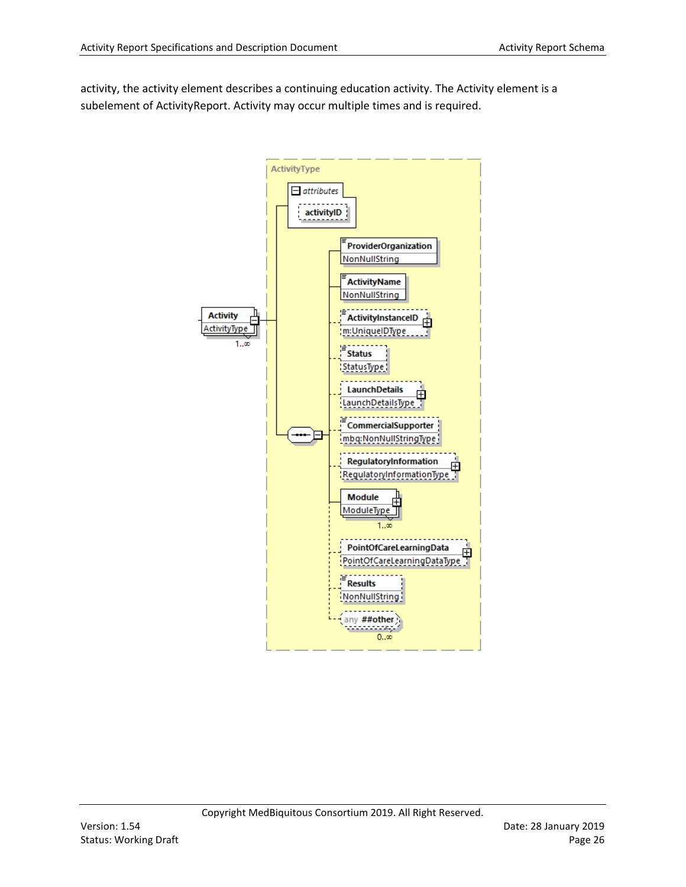activity, the activity element describes a continuing education activity. The Activity element is a subelement of ActivityReport. Activity may occur multiple times and is required.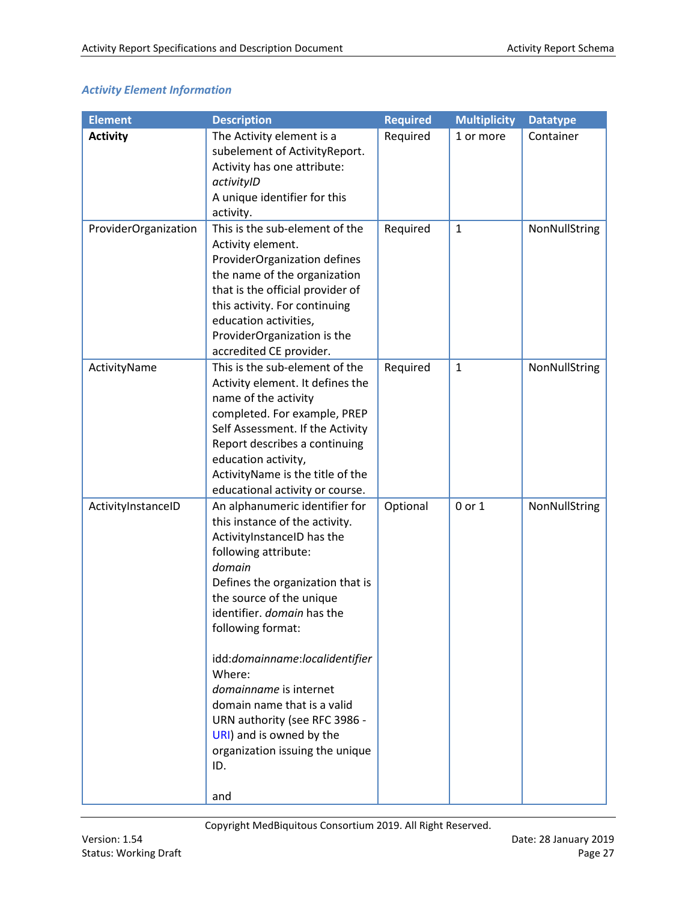### *Activity Element Information*

| Element | Description | Required | Multiplicity | Datatype |
|---|---|---|---|---|
| **Activity** | The Activity element is a subelement of ActivityReport. Activity has one attribute: *activityID* A unique identifier for this activity. | Required | 1 or more | Container |
| ProviderOrganization | This is the sub-element of the Activity element. ProviderOrganization defines the name of the organization that is the official provider of this activity. For continuing education activities, ProviderOrganization is the accredited CE provider. | Required | 1 | NonNullString |
| ActivityName | This is the sub-element of the Activity element. It defines the name of the activity completed. For example, PREP Self Assessment. If the Activity Report describes a continuing education activity, ActivityName is the title of the educational activity or course. | Required | 1 | NonNullString |
| ActivityInstanceID | An alphanumeric identifier for this instance of the activity. ActivityInstanceID has the following attribute: *domain* Defines the organization that is the source of the unique identifier. *domain* has the following format:<br><br>idd:*domainname*:*localidentifier* Where: *domainname* is internet domain name that is a valid URN authority (see RFC 3986 - URI) and is owned by the organization issuing the unique ID.<br><br>and | Optional | 0 or 1 | NonNullString |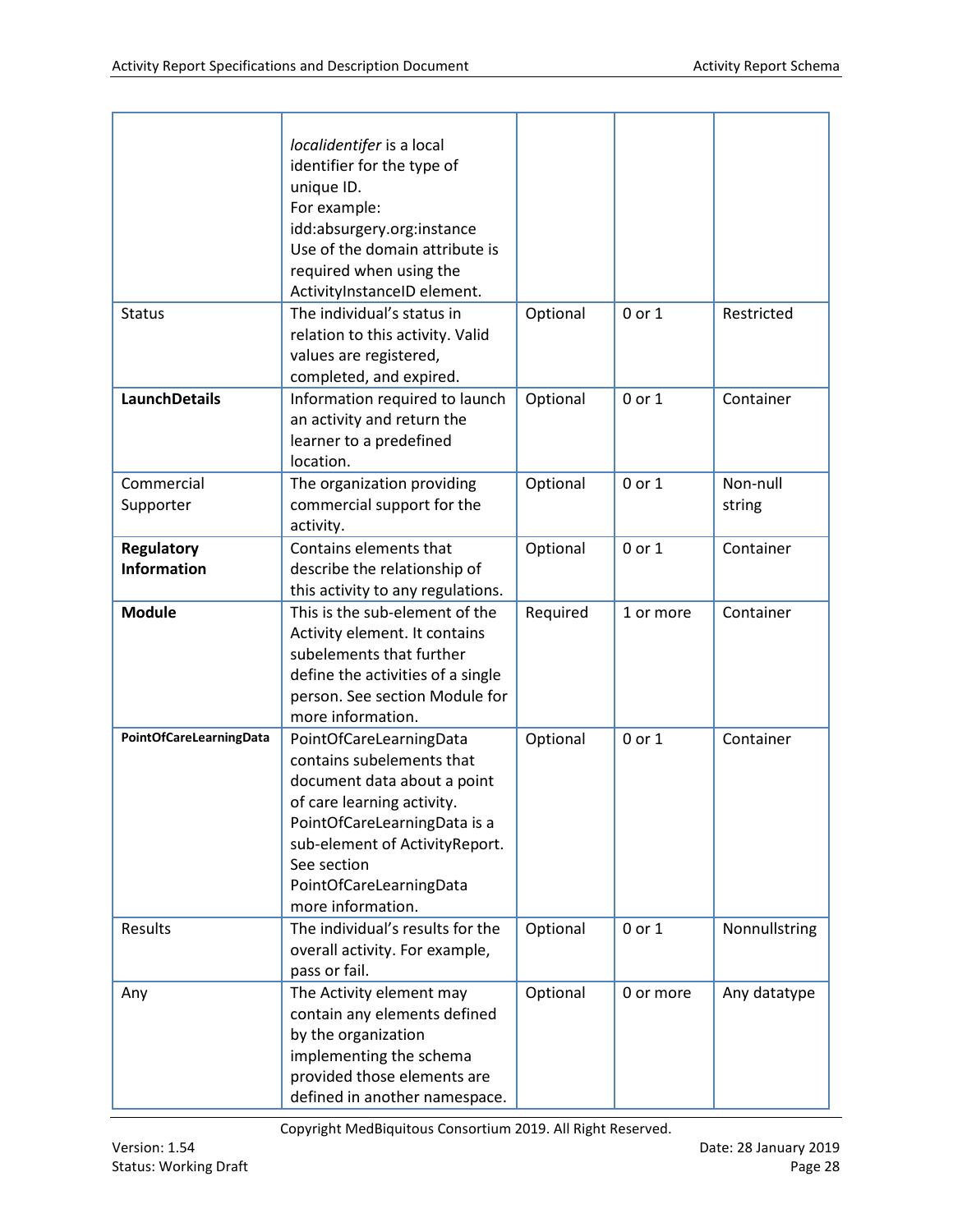| | | | | |
|---|---|---|---|---|
| | *localidentifer* is a local identifier for the type of unique ID.<br>For example:<br>idd:absurgery.org:instance<br>Use of the domain attribute is required when using the ActivityInstanceID element. | | | |
| Status | The individual's status in relation to this activity. Valid values are registered, completed, and expired. | Optional | 0 or 1 | Restricted |
| **LaunchDetails** | Information required to launch an activity and return the learner to a predefined location. | Optional | 0 or 1 | Container |
| Commercial Supporter | The organization providing commercial support for the activity. | Optional | 0 or 1 | Non-null string |
| **Regulatory Information** | Contains elements that describe the relationship of this activity to any regulations. | Optional | 0 or 1 | Container |
| **Module** | This is the sub-element of the Activity element. It contains subelements that further define the activities of a single person. See section Module for more information. | Required | 1 or more | Container |
| **PointOfCareLearningData** | PointOfCareLearningData contains subelements that document data about a point of care learning activity. PointOfCareLearningData is a sub-element of ActivityReport. See section PointOfCareLearningData more information. | Optional | 0 or 1 | Container |
| Results | The individual's results for the overall activity. For example, pass or fail. | Optional | 0 or 1 | Nonnullstring |
| Any | The Activity element may contain any elements defined by the organization implementing the schema provided those elements are defined in another namespace. | Optional | 0 or more | Any datatype |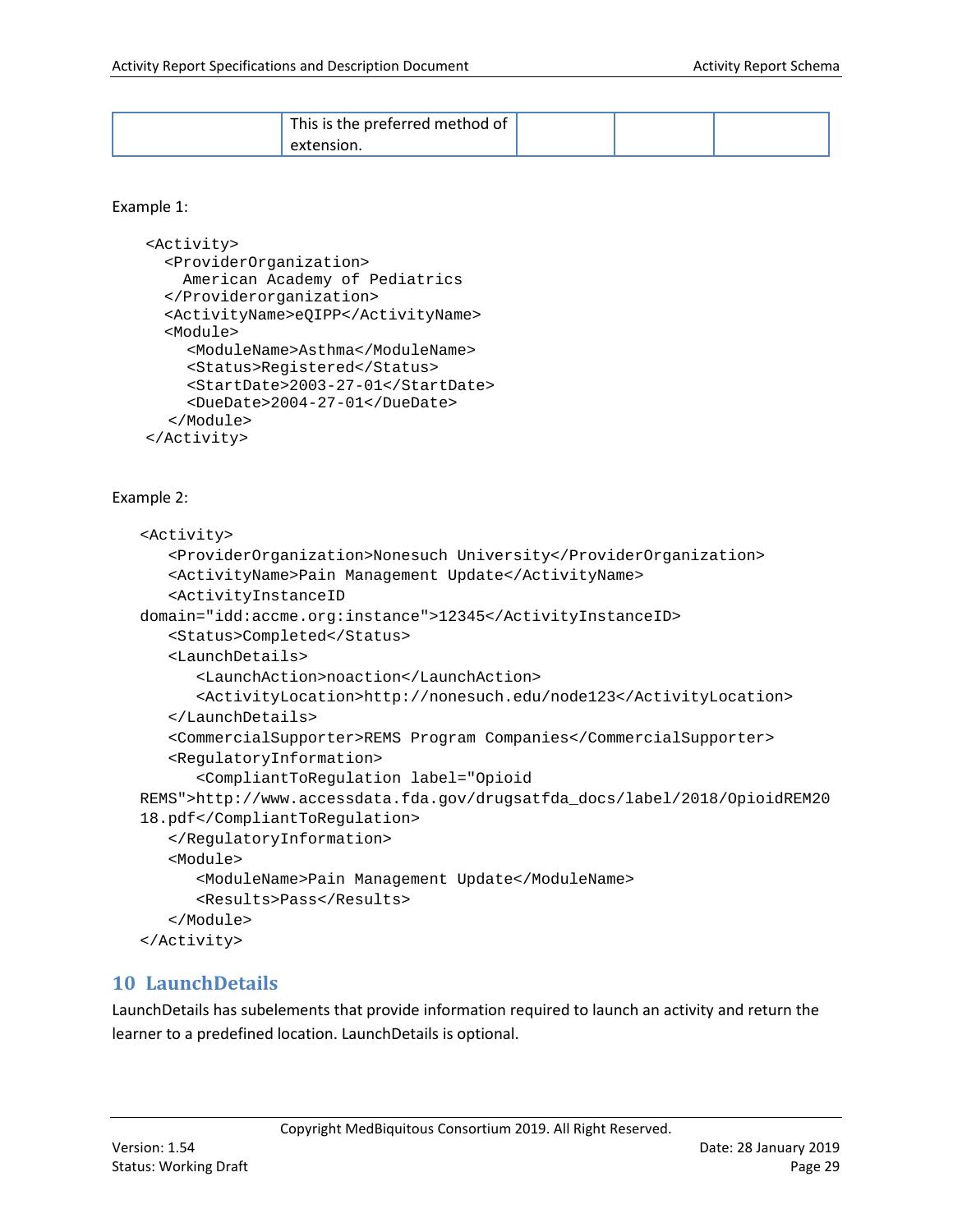| | This is the preferred method of extension. | | | |
|---|---|---|---|---|

Example 1:

```
<Activity>
  <ProviderOrganization>
    American Academy of Pediatrics
  </Providerorganization>
  <ActivityName>eQIPP</ActivityName>
  <Module>
     <ModuleName>Asthma</ModuleName>
     <Status>Registered</Status>
     <StartDate>2003-27-01</StartDate>
     <DueDate>2004-27-01</DueDate>
   </Module>
</Activity>
```

Example 2:

```
<Activity>
   <ProviderOrganization>Nonesuch University</ProviderOrganization>
   <ActivityName>Pain Management Update</ActivityName>
   <ActivityInstanceID
domain="idd:accme.org:instance">12345</ActivityInstanceID>
   <Status>Completed</Status>
   <LaunchDetails>
      <LaunchAction>noaction</LaunchAction>
      <ActivityLocation>http://nonesuch.edu/node123</ActivityLocation>
   </LaunchDetails>
   <CommercialSupporter>REMS Program Companies</CommercialSupporter>
   <RegulatoryInformation>
      <CompliantToRegulation label="Opioid
REMS">http://www.accessdata.fda.gov/drugsatfda_docs/label/2018/OpioidREM20
18.pdf</CompliantToRegulation>
   </RegulatoryInformation>
   <Module>
      <ModuleName>Pain Management Update</ModuleName>
      <Results>Pass</Results>
   </Module>
</Activity>
```

# 10 LaunchDetails

LaunchDetails has subelements that provide information required to launch an activity and return the learner to a predefined location. LaunchDetails is optional.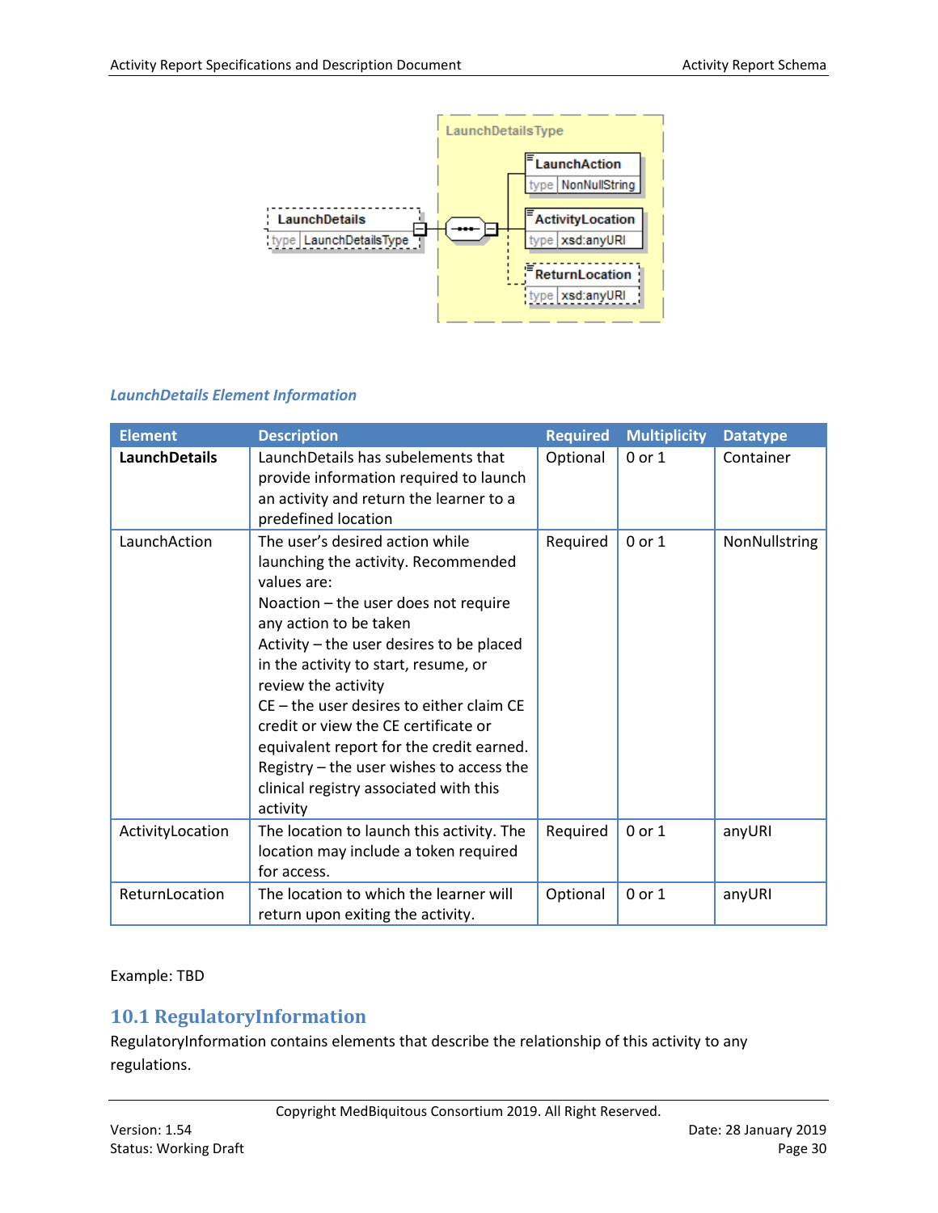*LaunchDetails Element Information*

| Element | Description | Required | Multiplicity | Datatype |
|---|---|---|---|---|
| **LaunchDetails** | LaunchDetails has subelements that provide information required to launch an activity and return the learner to a predefined location | Optional | 0 or 1 | Container |
| LaunchAction | The user's desired action while launching the activity. Recommended values are:<br>Noaction – the user does not require any action to be taken<br>Activity – the user desires to be placed in the activity to start, resume, or review the activity<br>CE – the user desires to either claim CE credit or view the CE certificate or equivalent report for the credit earned.<br>Registry – the user wishes to access the clinical registry associated with this activity | Required | 0 or 1 | NonNullstring |
| ActivityLocation | The location to launch this activity. The location may include a token required for access. | Required | 0 or 1 | anyURI |
| ReturnLocation | The location to which the learner will return upon exiting the activity. | Optional | 0 or 1 | anyURI |

Example: TBD

## 10.1 RegulatoryInformation

RegulatoryInformation contains elements that describe the relationship of this activity to any regulations.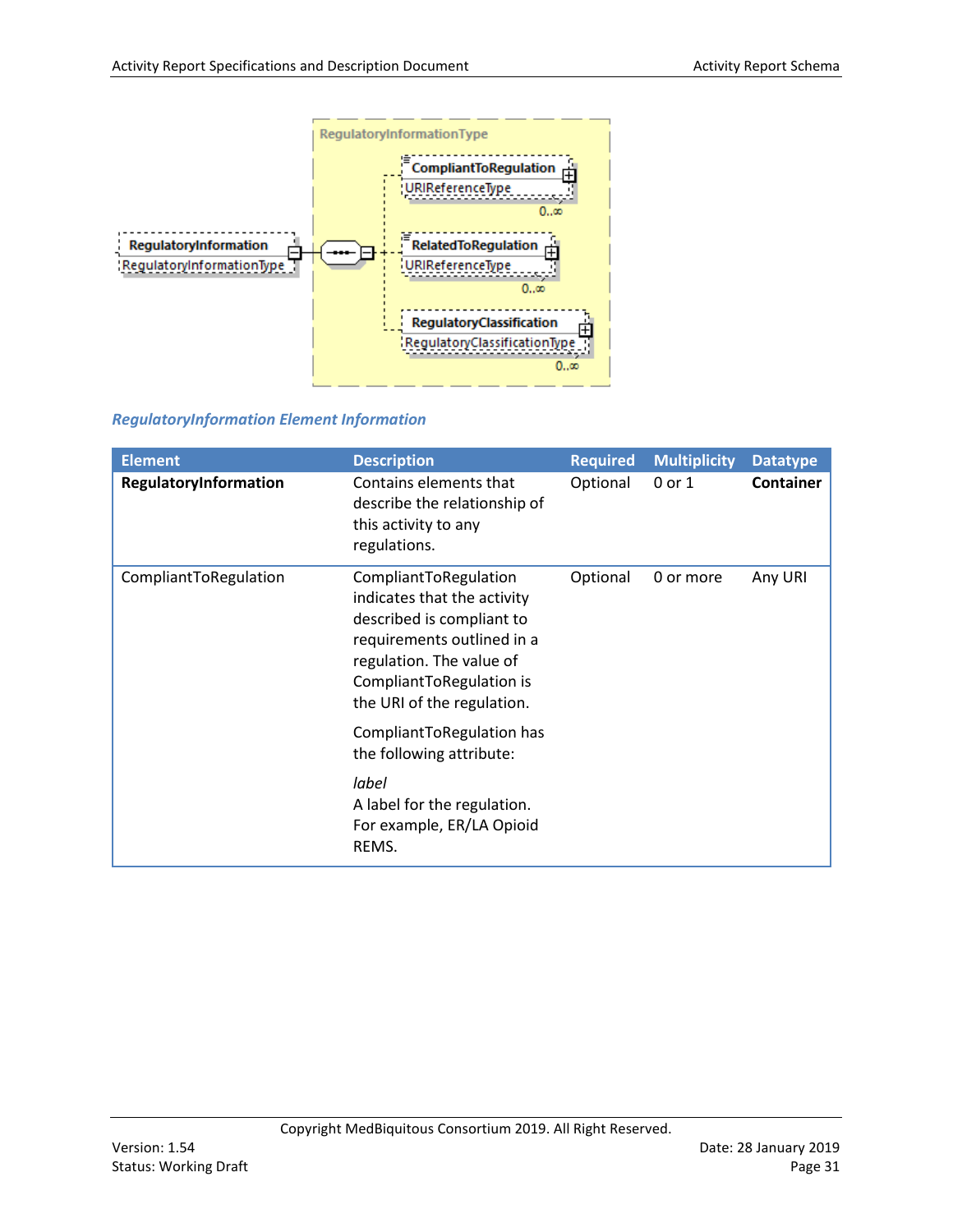### *RegulatoryInformation Element Information*

| Element | Description | Required | Multiplicity | Datatype |
|---|---|---|---|---|
| **RegulatoryInformation** | Contains elements that describe the relationship of this activity to any regulations. | Optional | 0 or 1 | **Container** |
| CompliantToRegulation | CompliantToRegulation indicates that the activity described is compliant to requirements outlined in a regulation. The value of CompliantToRegulation is the URI of the regulation.<br><br>CompliantToRegulation has the following attribute:<br><br>*label*<br>A label for the regulation. For example, ER/LA Opioid REMS. | Optional | 0 or more | Any URI |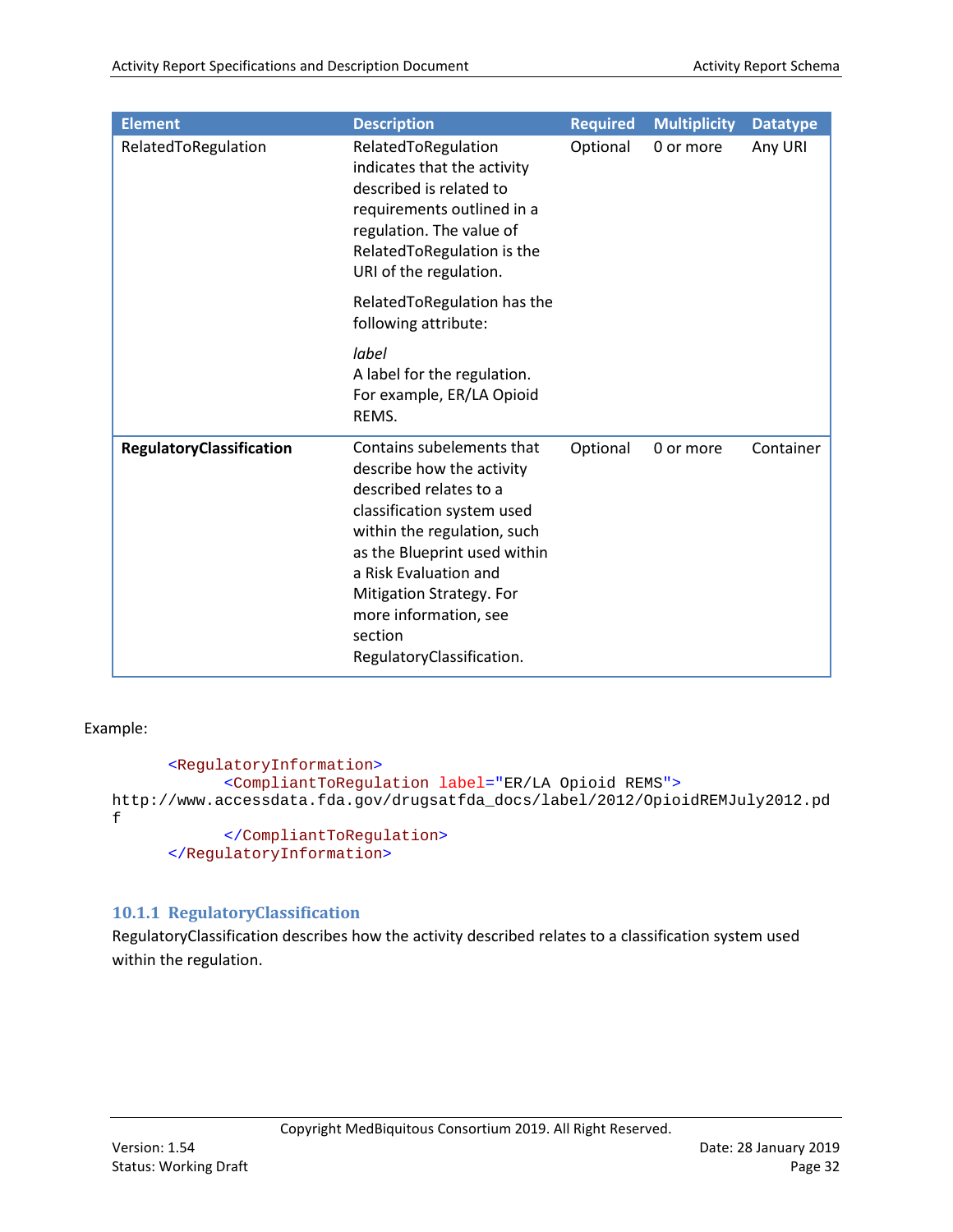| Element | Description | Required | Multiplicity | Datatype |
| --- | --- | --- | --- | --- |
| RelatedToRegulation | RelatedToRegulation indicates that the activity described is related to requirements outlined in a regulation. The value of RelatedToRegulation is the URI of the regulation.<br><br>RelatedToRegulation has the following attribute:<br><br>*label*<br>A label for the regulation. For example, ER/LA Opioid REMS. | Optional | 0 or more | Any URI |
| **RegulatoryClassification** | Contains subelements that describe how the activity described relates to a classification system used within the regulation, such as the Blueprint used within a Risk Evaluation and Mitigation Strategy. For more information, see section RegulatoryClassification. | Optional | 0 or more | Container |

Example:

```
<RegulatoryInformation>
    <CompliantToRegulation label="ER/LA Opioid REMS">
http://www.accessdata.fda.gov/drugsatfda_docs/label/2012/OpioidREMJuly2012.pdf
    </CompliantToRegulation>
</RegulatoryInformation>
```

### 10.1.1 RegulatoryClassification

RegulatoryClassification describes how the activity described relates to a classification system used within the regulation.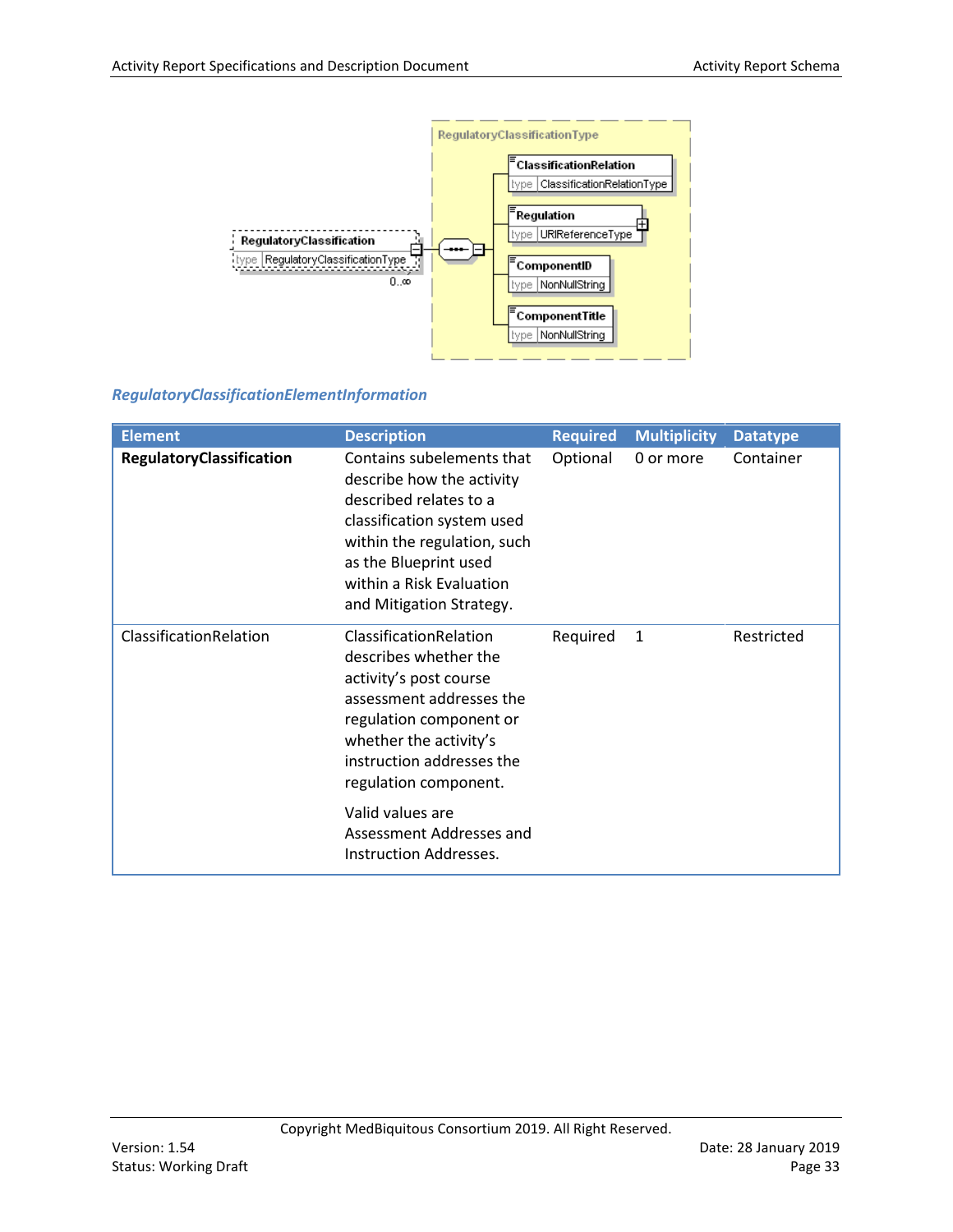### RegulatoryClassificationElementInformation

| Element | Description | Required | Multiplicity | Datatype |
|---|---|---|---|---|
| **RegulatoryClassification** | Contains subelements that describe how the activity described relates to a classification system used within the regulation, such as the Blueprint used within a Risk Evaluation and Mitigation Strategy. | Optional | 0 or more | Container |
| ClassificationRelation | ClassificationRelation describes whether the activity's post course assessment addresses the regulation component or whether the activity's instruction addresses the regulation component.<br><br>Valid values are Assessment Addresses and Instruction Addresses. | Required | 1 | Restricted |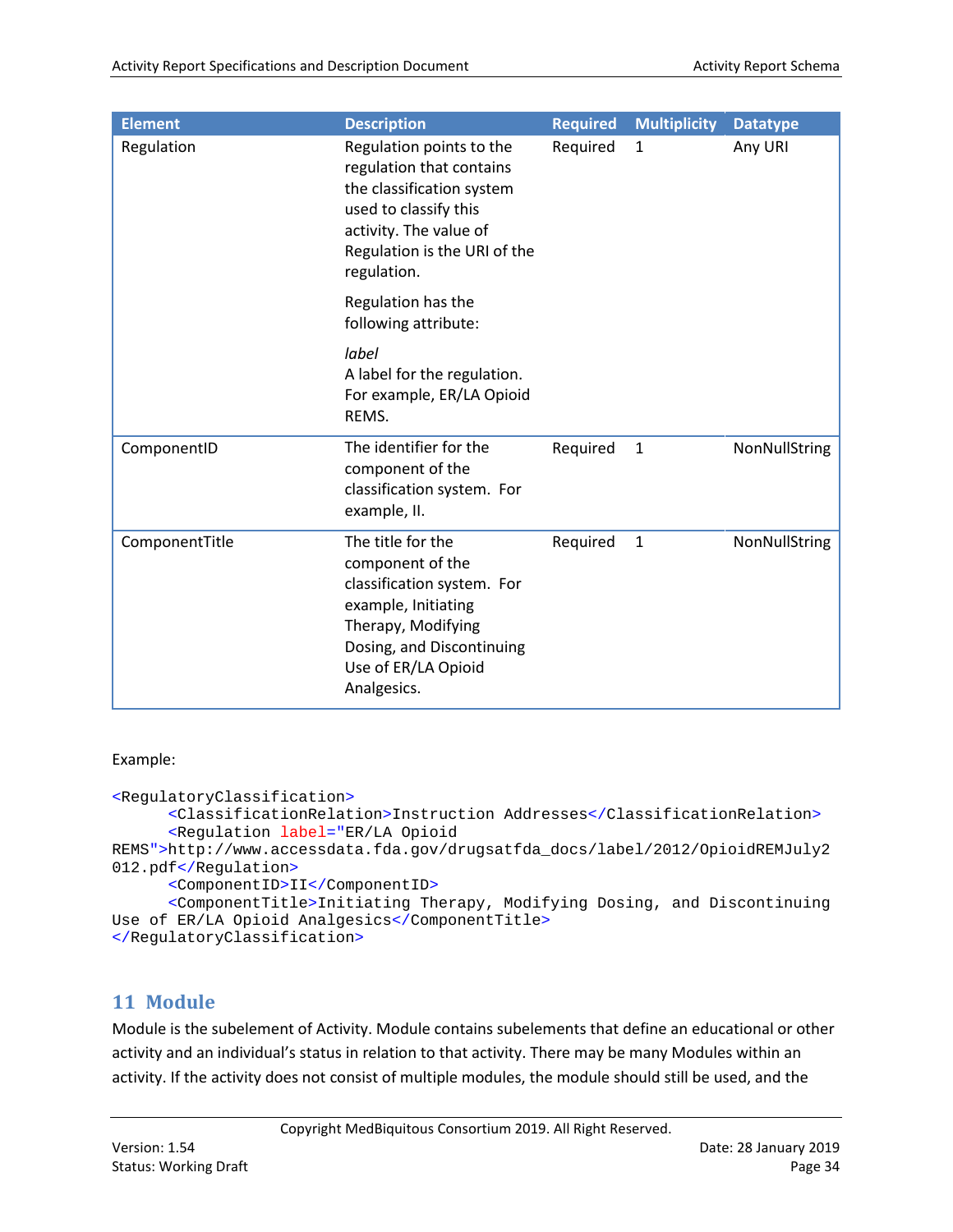| Element | Description | Required | Multiplicity | Datatype |
| --- | --- | --- | --- | --- |
| Regulation | Regulation points to the regulation that contains the classification system used to classify this activity. The value of Regulation is the URI of the regulation.<br><br>Regulation has the following attribute:<br><br>*label*<br>A label for the regulation. For example, ER/LA Opioid REMS. | Required | 1 | Any URI |
| ComponentID | The identifier for the component of the classification system. For example, II. | Required | 1 | NonNullString |
| ComponentTitle | The title for the component of the classification system. For example, Initiating Therapy, Modifying Dosing, and Discontinuing Use of ER/LA Opioid Analgesics. | Required | 1 | NonNullString |

Example:

```
<RegulatoryClassification>
      <ClassificationRelation>Instruction Addresses</ClassificationRelation>
      <Regulation label="ER/LA Opioid REMS">http://www.accessdata.fda.gov/drugsatfda_docs/label/2012/OpioidREMJuly2012.pdf</Regulation>
      <ComponentID>II</ComponentID>
      <ComponentTitle>Initiating Therapy, Modifying Dosing, and Discontinuing Use of ER/LA Opioid Analgesics</ComponentTitle>
</RegulatoryClassification>
```

# 11 Module

Module is the subelement of Activity. Module contains subelements that define an educational or other activity and an individual's status in relation to that activity. There may be many Modules within an activity. If the activity does not consist of multiple modules, the module should still be used, and the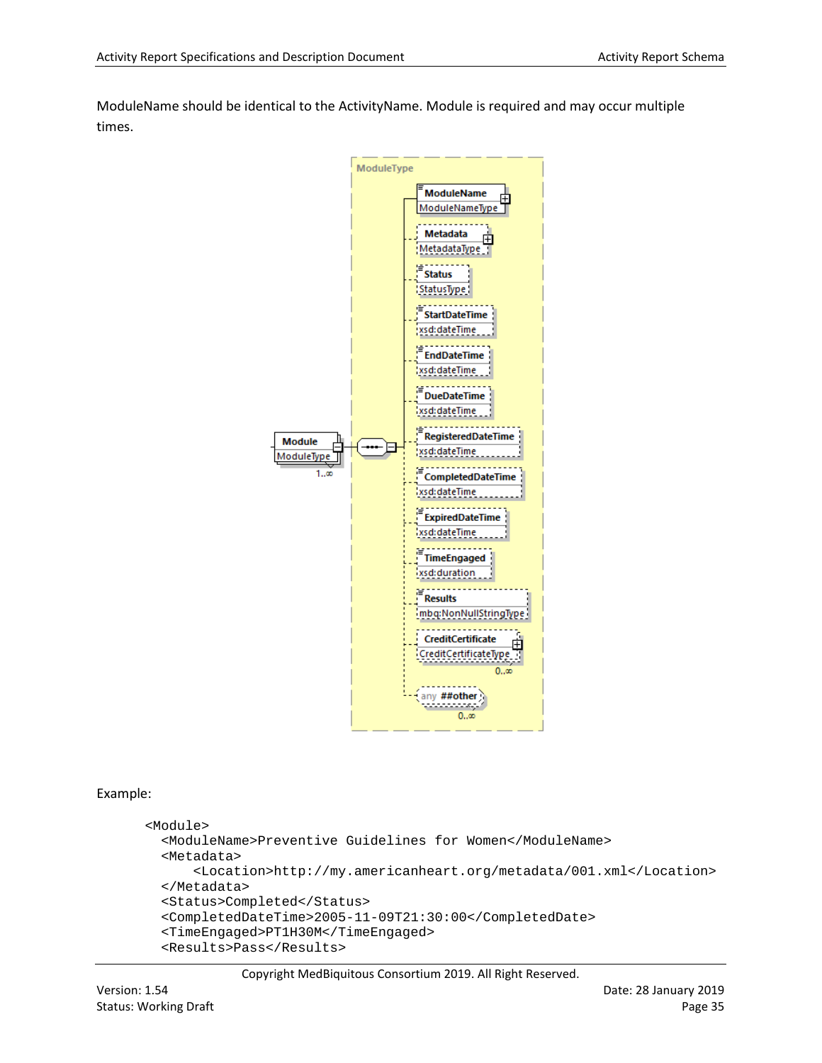ModuleName should be identical to the ActivityName. Module is required and may occur multiple times.

Example:

```
<Module>
  <ModuleName>Preventive Guidelines for Women</ModuleName>
  <Metadata>
      <Location>http://my.americanheart.org/metadata/001.xml</Location>
  </Metadata>
  <Status>Completed</Status>
  <CompletedDateTime>2005-11-09T21:30:00</CompletedDate>
  <TimeEngaged>PT1H30M</TimeEngaged>
  <Results>Pass</Results>
```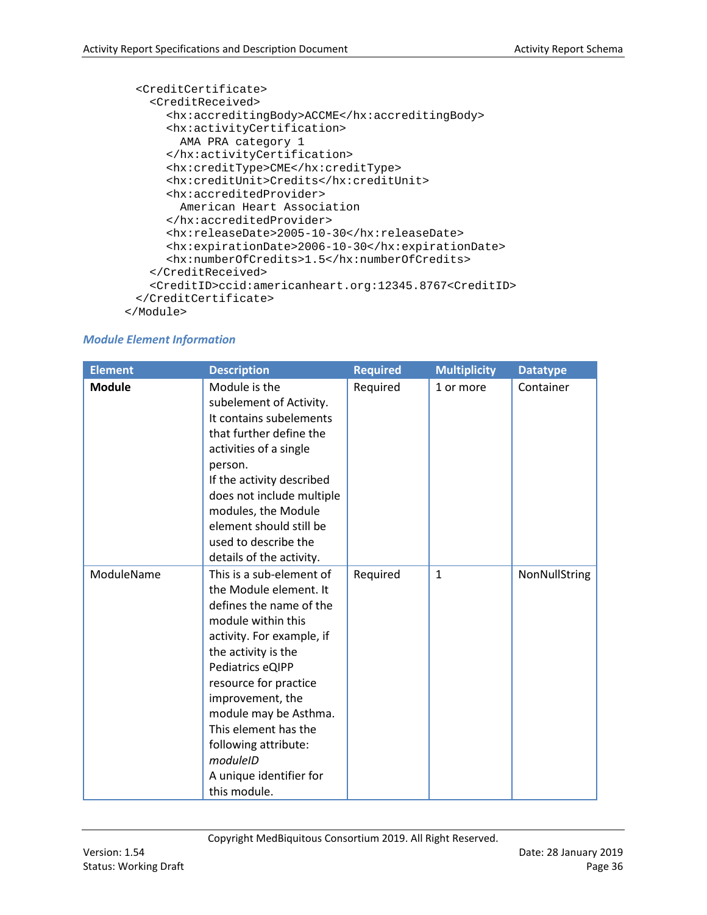```
    <CreditCertificate>
      <CreditReceived>
        <hx:accreditingBody>ACCME</hx:accreditingBody>
        <hx:activityCertification>
          AMA PRA category 1
        </hx:activityCertification>
        <hx:creditType>CME</hx:creditType>
        <hx:creditUnit>Credits</hx:creditUnit>
        <hx:accreditedProvider>
          American Heart Association
        </hx:accreditedProvider>
        <hx:releaseDate>2005-10-30</hx:releaseDate>
        <hx:expirationDate>2006-10-30</hx:expirationDate>
        <hx:numberOfCredits>1.5</hx:numberOfCredits>
      </CreditReceived>
      <CreditID>ccid:americanheart.org:12345.8767<CreditID>
    </CreditCertificate>
  </Module>
```

### *Module Element Information*

| Element | Description | Required | Multiplicity | Datatype |
|---|---|---|---|---|
| **Module** | Module is the subelement of Activity. It contains subelements that further define the activities of a single person. If the activity described does not include multiple modules, the Module element should still be used to describe the details of the activity. | Required | 1 or more | Container |
| ModuleName | This is a sub-element of the Module element. It defines the name of the module within this activity. For example, if the activity is the Pediatrics eQIPP resource for practice improvement, the module may be Asthma. This element has the following attribute: *moduleID* A unique identifier for this module. | Required | 1 | NonNullString |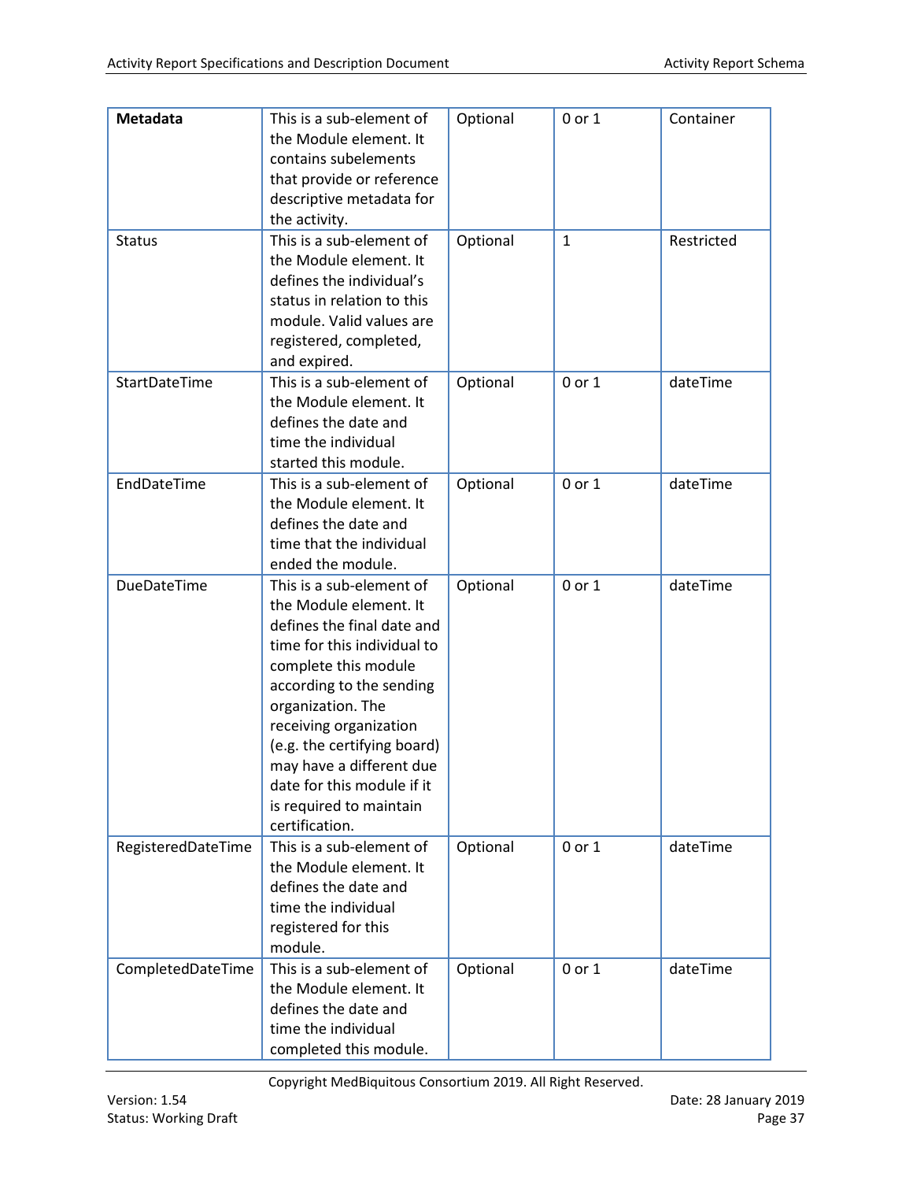| **Metadata** | This is a sub-element of the Module element. It contains subelements that provide or reference descriptive metadata for the activity. | Optional | 0 or 1 | Container |
|---|---|---|---|---|
| Status | This is a sub-element of the Module element. It defines the individual's status in relation to this module. Valid values are registered, completed, and expired. | Optional | 1 | Restricted |
| StartDateTime | This is a sub-element of the Module element. It defines the date and time the individual started this module. | Optional | 0 or 1 | dateTime |
| EndDateTime | This is a sub-element of the Module element. It defines the date and time that the individual ended the module. | Optional | 0 or 1 | dateTime |
| DueDateTime | This is a sub-element of the Module element. It defines the final date and time for this individual to complete this module according to the sending organization. The receiving organization (e.g. the certifying board) may have a different due date for this module if it is required to maintain certification. | Optional | 0 or 1 | dateTime |
| RegisteredDateTime | This is a sub-element of the Module element. It defines the date and time the individual registered for this module. | Optional | 0 or 1 | dateTime |
| CompletedDateTime | This is a sub-element of the Module element. It defines the date and time the individual completed this module. | Optional | 0 or 1 | dateTime |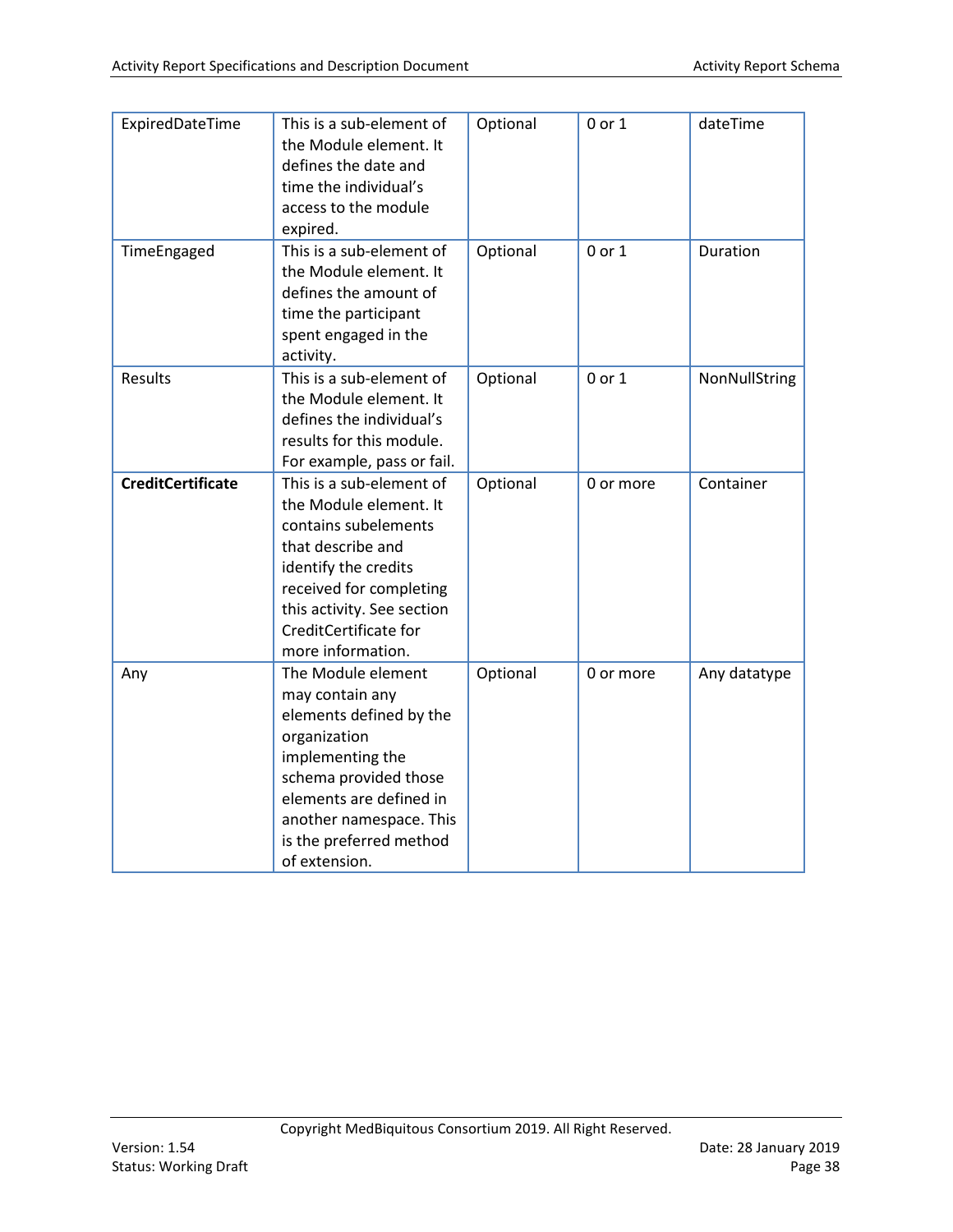| ExpiredDateTime | This is a sub-element of the Module element. It defines the date and time the individual's access to the module expired. | Optional | 0 or 1 | dateTime |
|---|---|---|---|---|
| TimeEngaged | This is a sub-element of the Module element. It defines the amount of time the participant spent engaged in the activity. | Optional | 0 or 1 | Duration |
| Results | This is a sub-element of the Module element. It defines the individual's results for this module. For example, pass or fail. | Optional | 0 or 1 | NonNullString |
| **CreditCertificate** | This is a sub-element of the Module element. It contains subelements that describe and identify the credits received for completing this activity. See section CreditCertificate for more information. | Optional | 0 or more | Container |
| Any | The Module element may contain any elements defined by the organization implementing the schema provided those elements are defined in another namespace. This is the preferred method of extension. | Optional | 0 or more | Any datatype |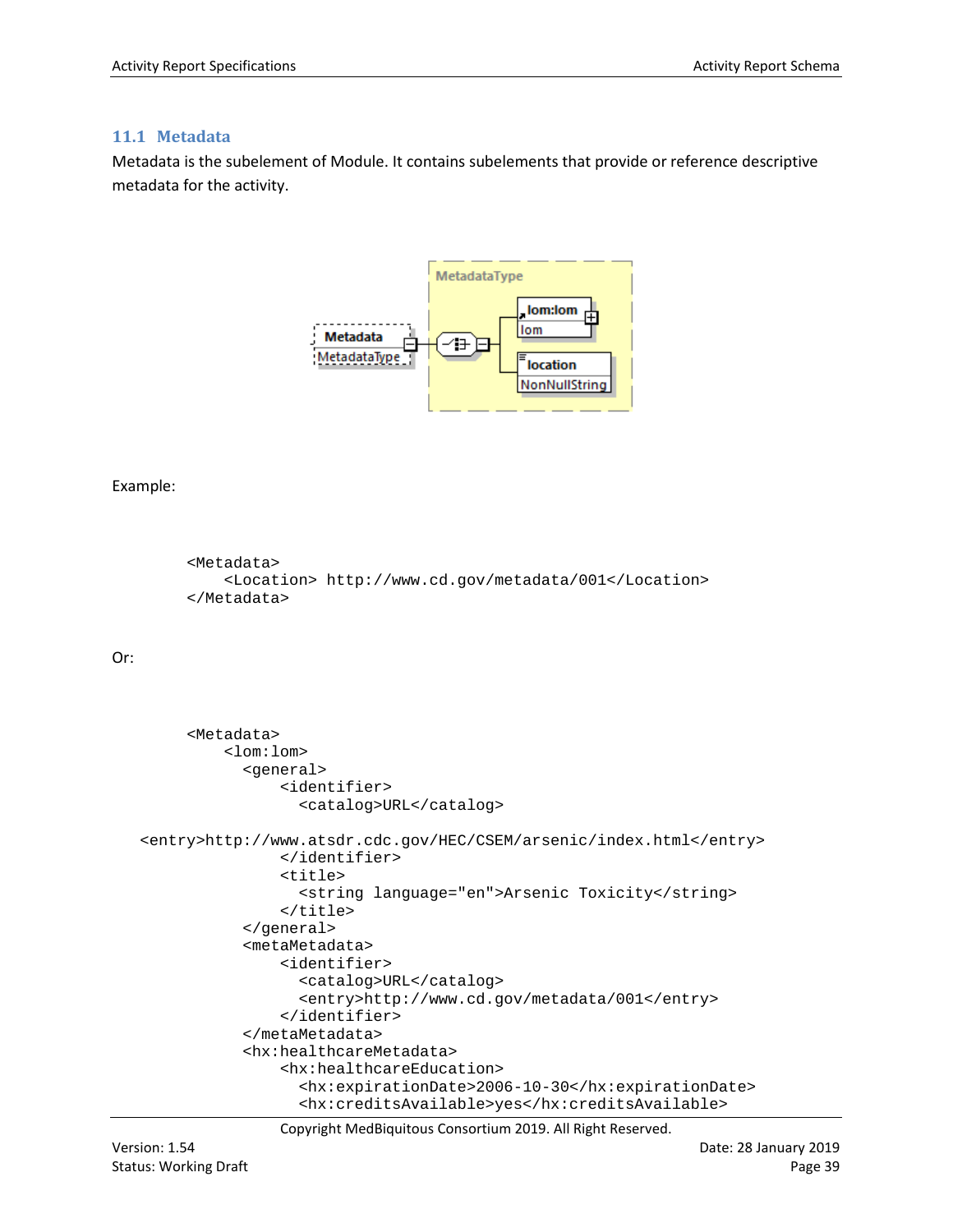## 11.1 Metadata

Metadata is the subelement of Module. It contains subelements that provide or reference descriptive metadata for the activity.

Example:

```
<Metadata>
    <Location> http://www.cd.gov/metadata/001</Location>
</Metadata>
```

Or:

```
<Metadata>
    <lom:lom>
      <general>
          <identifier>
            <catalog>URL</catalog>

<entry>http://www.atsdr.cdc.gov/HEC/CSEM/arsenic/index.html</entry>
          </identifier>
          <title>
            <string language="en">Arsenic Toxicity</string>
          </title>
      </general>
      <metaMetadata>
          <identifier>
            <catalog>URL</catalog>
            <entry>http://www.cd.gov/metadata/001</entry>
          </identifier>
      </metaMetadata>
      <hx:healthcareMetadata>
          <hx:healthcareEducation>
            <hx:expirationDate>2006-10-30</hx:expirationDate>
            <hx:creditsAvailable>yes</hx:creditsAvailable>
```

Copyright MedBiquitous Consortium 2019. All Right Reserved.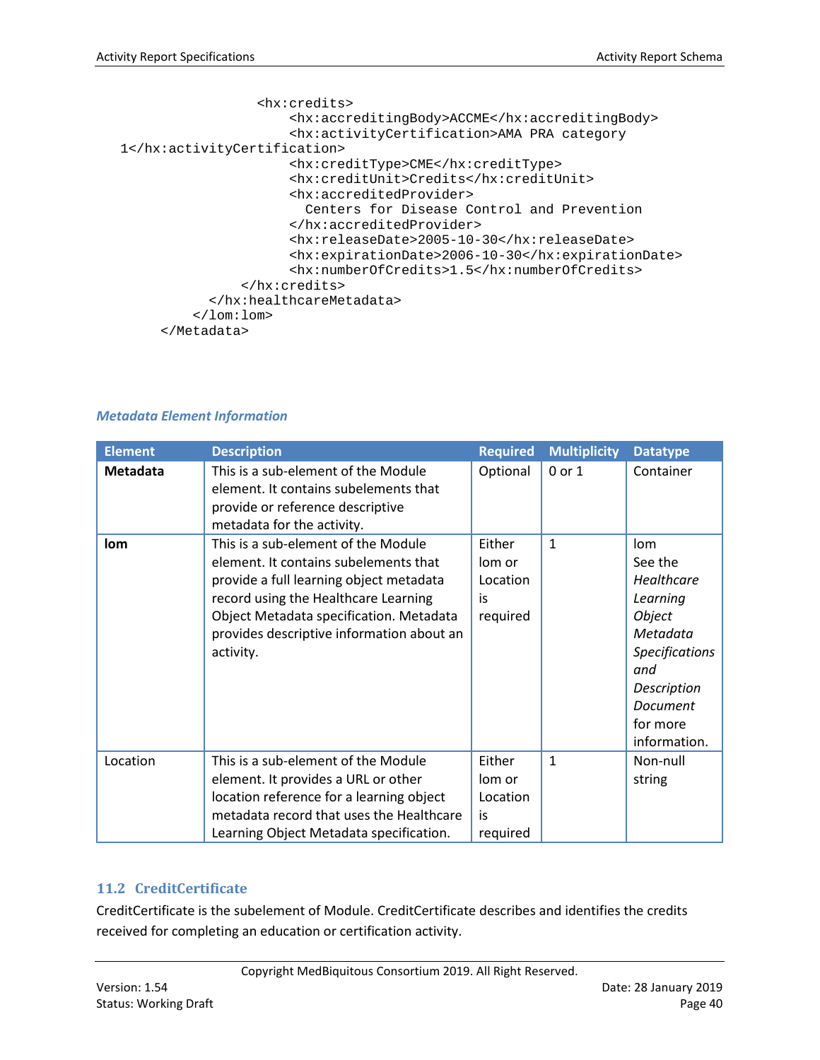```
                <hx:credits>
                    <hx:accreditingBody>ACCME</hx:accreditingBody>
                    <hx:activityCertification>AMA PRA category 
1</hx:activityCertification>
                    <hx:creditType>CME</hx:creditType>
                    <hx:creditUnit>Credits</hx:creditUnit>
                    <hx:accreditedProvider>
                      Centers for Disease Control and Prevention
                    </hx:accreditedProvider>
                    <hx:releaseDate>2005-10-30</hx:releaseDate>
                    <hx:expirationDate>2006-10-30</hx:expirationDate>
                    <hx:numberOfCredits>1.5</hx:numberOfCredits>
              </hx:credits>
          </hx:healthcareMetadata>
        </lom:lom>
    </Metadata>
```

#### *Metadata Element Information*

| Element | Description | Required | Multiplicity | Datatype |
|---|---|---|---|---|
| **Metadata** | This is a sub-element of the Module element. It contains subelements that provide or reference descriptive metadata for the activity. | Optional | 0 or 1 | Container |
| **lom** | This is a sub-element of the Module element. It contains subelements that provide a full learning object metadata record using the Healthcare Learning Object Metadata specification. Metadata provides descriptive information about an activity. | Either lom or Location is required | 1 | lom See the *Healthcare Learning Object Metadata Specifications and Description Document* for more information. |
| Location | This is a sub-element of the Module element. It provides a URL or other location reference for a learning object metadata record that uses the Healthcare Learning Object Metadata specification. | Either lom or Location is required | 1 | Non-null string |

## 11.2 CreditCertificate

CreditCertificate is the subelement of Module. CreditCertificate describes and identifies the credits received for completing an education or certification activity.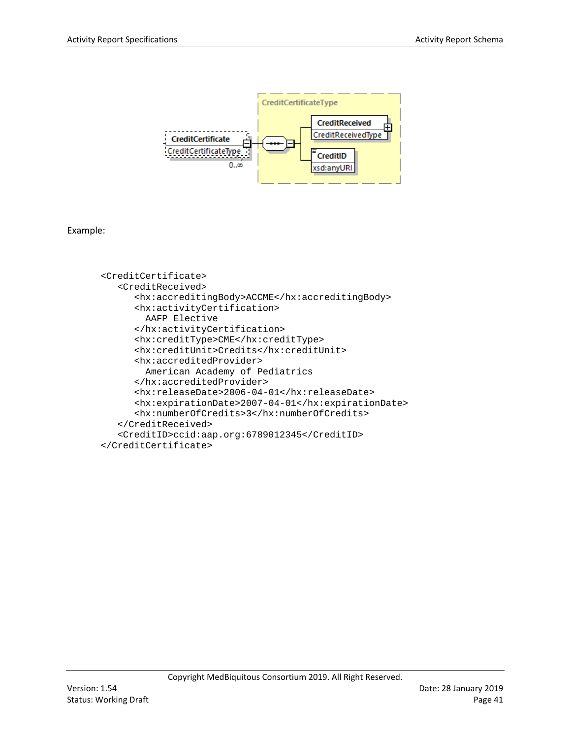Example:

```
<CreditCertificate>
   <CreditReceived>
      <hx:accreditingBody>ACCME</hx:accreditingBody>
      <hx:activityCertification>
        AAFP Elective
      </hx:activityCertification>
      <hx:creditType>CME</hx:creditType>
      <hx:creditUnit>Credits</hx:creditUnit>
      <hx:accreditedProvider>
        American Academy of Pediatrics
      </hx:accreditedProvider>
      <hx:releaseDate>2006-04-01</hx:releaseDate>
      <hx:expirationDate>2007-04-01</hx:expirationDate>
      <hx:numberOfCredits>3</hx:numberOfCredits>
   </CreditReceived>
   <CreditID>ccid:aap.org:6789012345</CreditID>
</CreditCertificate>
```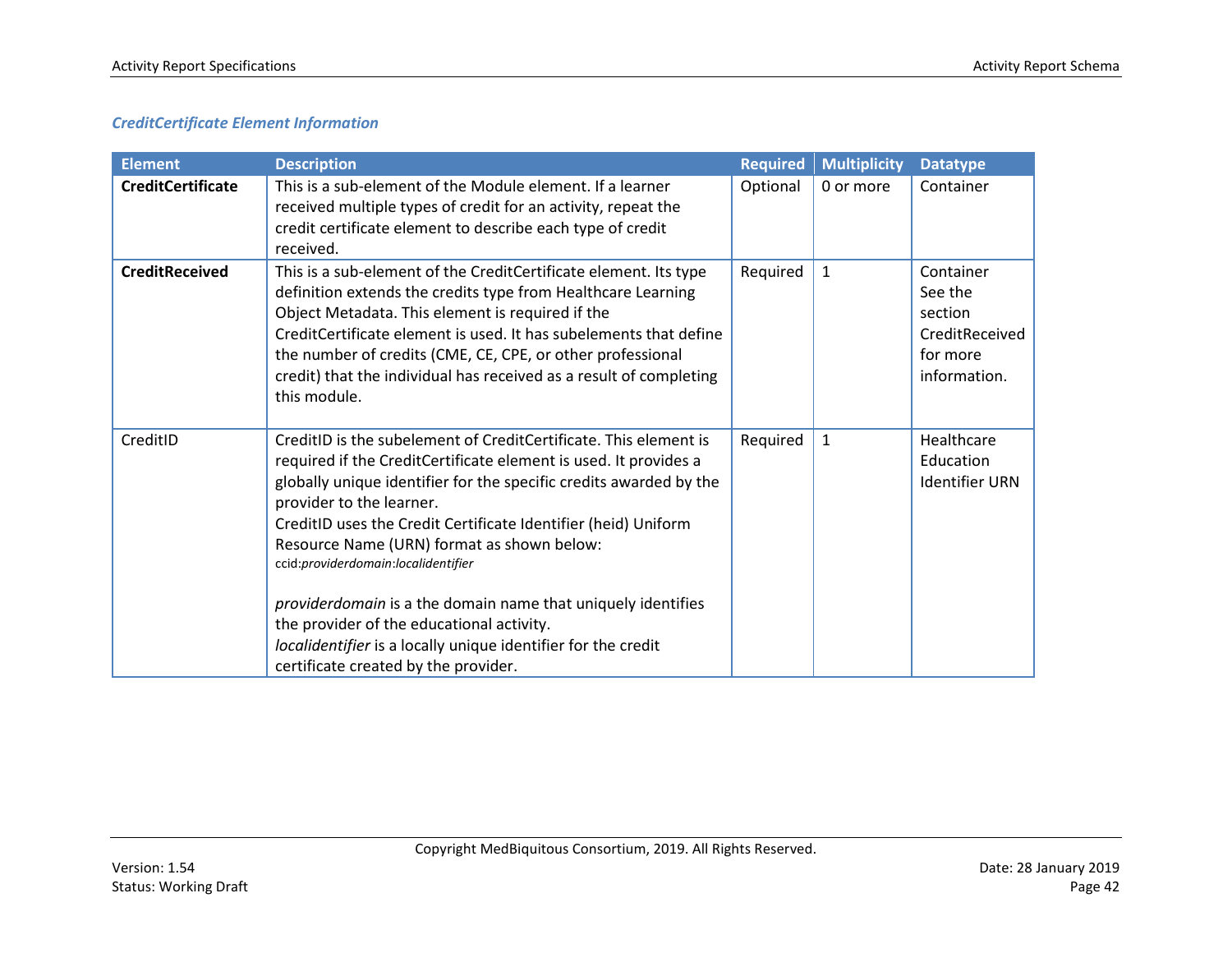### *CreditCertificate Element Information*

| Element | Description | Required | Multiplicity | Datatype |
|---|---|---|---|---|
| **CreditCertificate** | This is a sub-element of the Module element. If a learner received multiple types of credit for an activity, repeat the credit certificate element to describe each type of credit received. | Optional | 0 or more | Container |
| **CreditReceived** | This is a sub-element of the CreditCertificate element. Its type definition extends the credits type from Healthcare Learning Object Metadata. This element is required if the CreditCertificate element is used. It has subelements that define the number of credits (CME, CE, CPE, or other professional credit) that the individual has received as a result of completing this module. | Required | 1 | Container See the section CreditReceived for more information. |
| CreditID | CreditID is the subelement of CreditCertificate. This element is required if the CreditCertificate element is used. It provides a globally unique identifier for the specific credits awarded by the provider to the learner.<br>CreditID uses the Credit Certificate Identifier (heid) Uniform Resource Name (URN) format as shown below:<br>ccid:*providerdomain*:*localidentifier*<br><br>*providerdomain* is a the domain name that uniquely identifies the provider of the educational activity.<br>*localidentifier* is a locally unique identifier for the credit certificate created by the provider. | Required | 1 | Healthcare Education Identifier URN |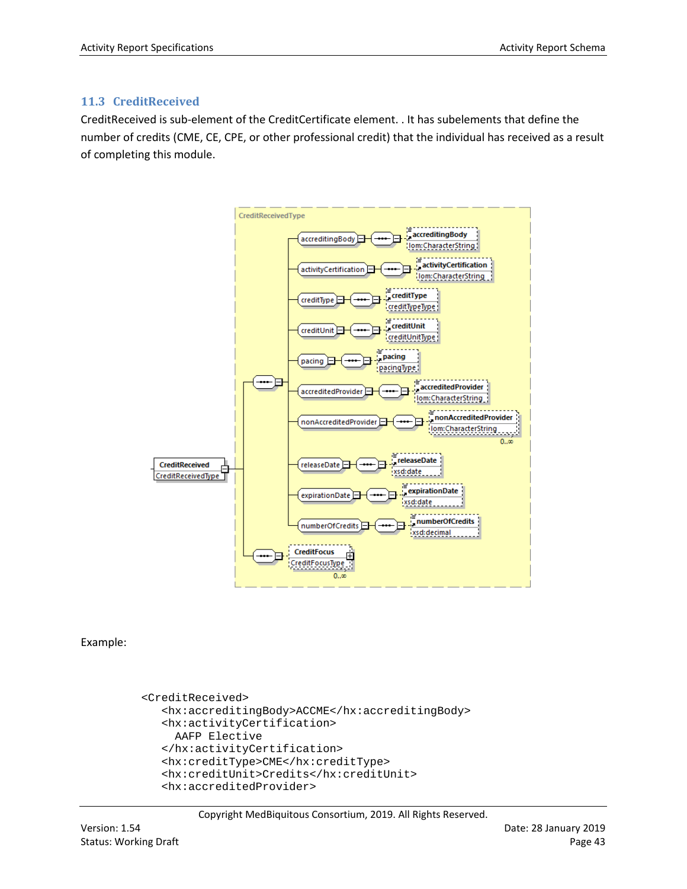## 11.3 CreditReceived

CreditReceived is sub-element of the CreditCertificate element. . It has subelements that define the number of credits (CME, CE, CPE, or other professional credit) that the individual has received as a result of completing this module.

Example:

```
<CreditReceived>
   <hx:accreditingBody>ACCME</hx:accreditingBody>
   <hx:activityCertification>
     AAFP Elective
   </hx:activityCertification>
   <hx:creditType>CME</hx:creditType>
   <hx:creditUnit>Credits</hx:creditUnit>
   <hx:accreditedProvider>
```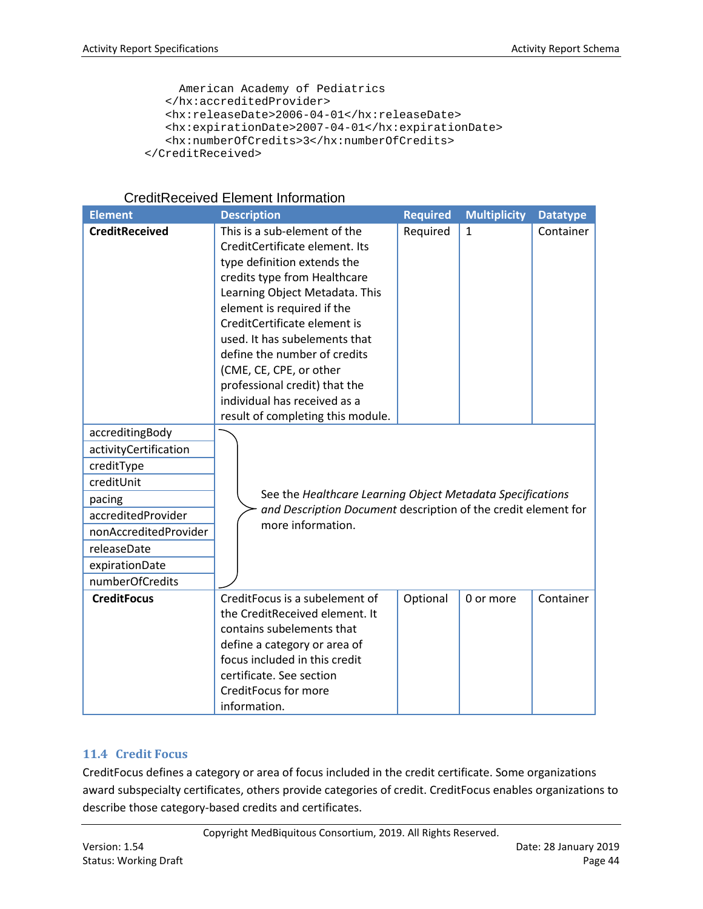```
      American Academy of Pediatrics
    </hx:accreditedProvider>
    <hx:releaseDate>2006-04-01</hx:releaseDate>
    <hx:expirationDate>2007-04-01</hx:expirationDate>
    <hx:numberOfCredits>3</hx:numberOfCredits>
</CreditReceived>
```

CreditReceived Element Information

| Element | Description | Required | Multiplicity | Datatype |
|---|---|---|---|---|
| **CreditReceived** | This is a sub-element of the CreditCertificate element. Its type definition extends the credits type from Healthcare Learning Object Metadata. This element is required if the CreditCertificate element is used. It has subelements that define the number of credits (CME, CE, CPE, or other professional credit) that the individual has received as a result of completing this module. | Required | 1 | Container |
| accreditingBody | See the *Healthcare Learning Object Metadata Specifications and Description Document* description of the credit element for more information. | | | |
| activityCertification | | | | |
| creditType | | | | |
| creditUnit | | | | |
| pacing | | | | |
| accreditedProvider | | | | |
| nonAccreditedProvider | | | | |
| releaseDate | | | | |
| expirationDate | | | | |
| numberOfCredits | | | | |
| **CreditFocus** | CreditFocus is a subelement of the CreditReceived element. It contains subelements that define a category or area of focus included in this credit certificate. See section CreditFocus for more information. | Optional | 0 or more | Container |

## 11.4 Credit Focus

CreditFocus defines a category or area of focus included in the credit certificate. Some organizations award subspecialty certificates, others provide categories of credit. CreditFocus enables organizations to describe those category-based credits and certificates.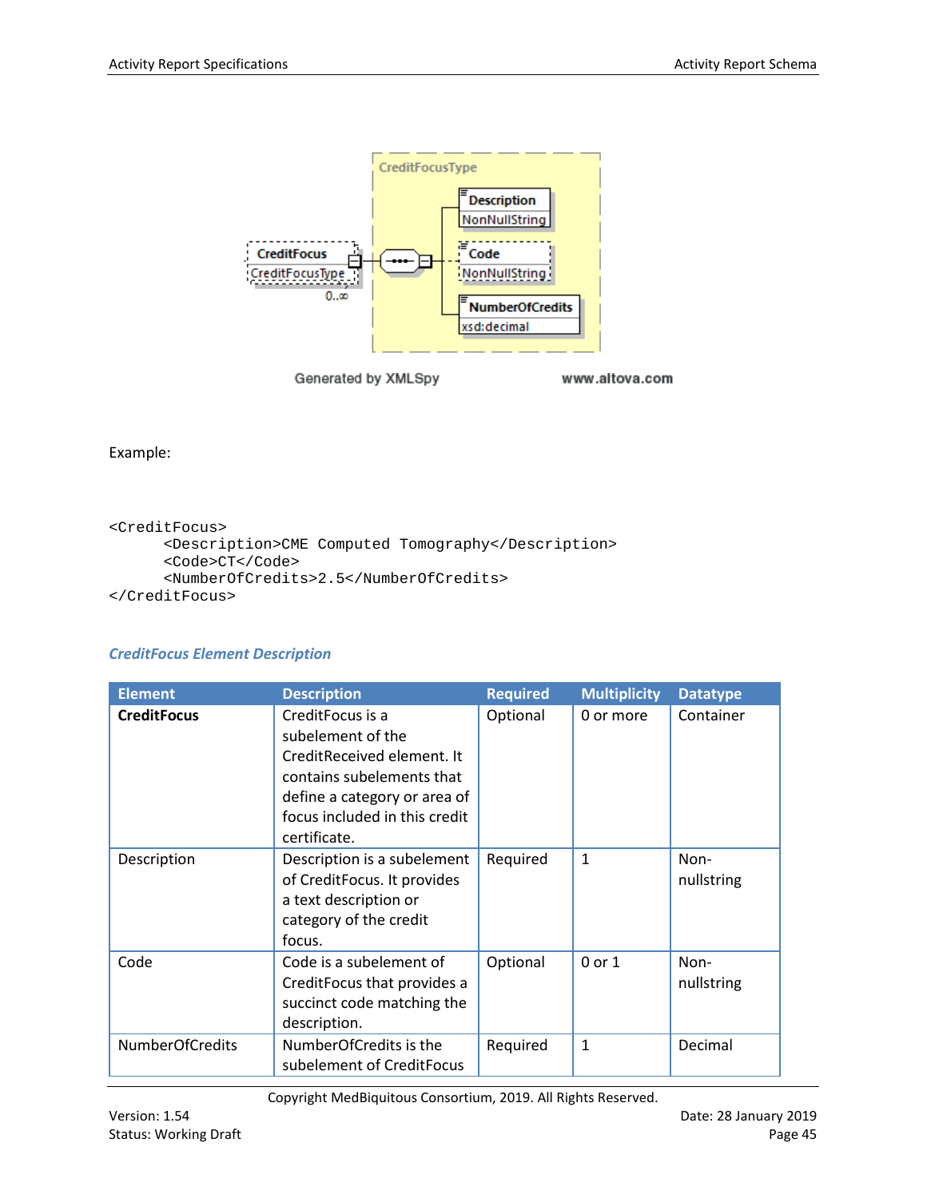Example:

```
<CreditFocus>
      <Description>CME Computed Tomography</Description>
      <Code>CT</Code>
      <NumberOfCredits>2.5</NumberOfCredits>
</CreditFocus>
```

### *CreditFocus Element Description*

| Element | Description | Required | Multiplicity | Datatype |
|---|---|---|---|---|
| **CreditFocus** | CreditFocus is a subelement of the CreditReceived element. It contains subelements that define a category or area of focus included in this credit certificate. | Optional | 0 or more | Container |
| Description | Description is a subelement of CreditFocus. It provides a text description or category of the credit focus. | Required | 1 | Non-nullstring |
| Code | Code is a subelement of CreditFocus that provides a succinct code matching the description. | Optional | 0 or 1 | Non-nullstring |
| NumberOfCredits | NumberOfCredits is the subelement of CreditFocus | Required | 1 | Decimal |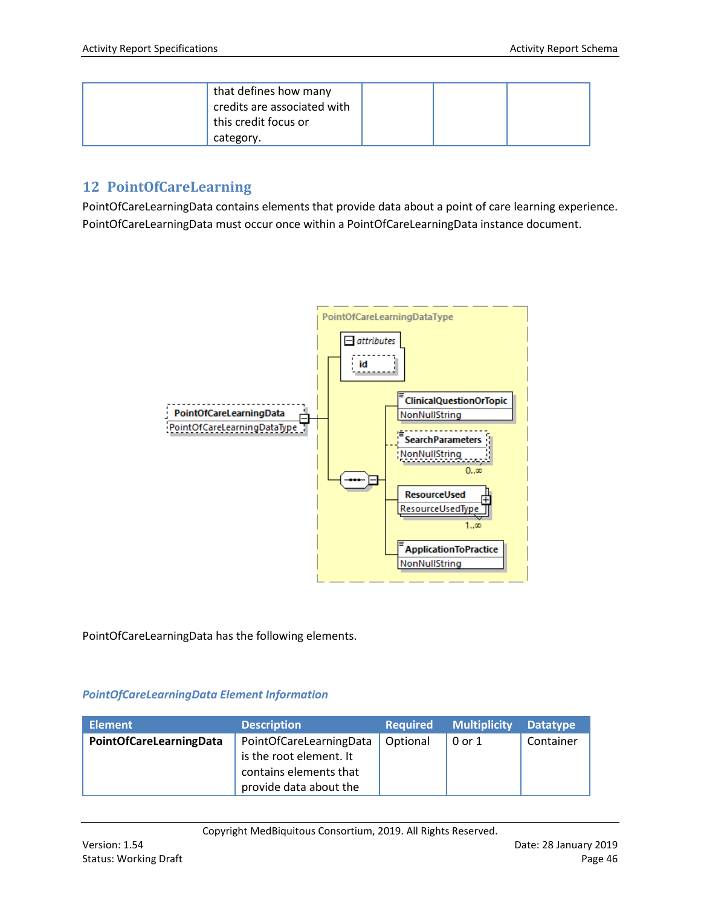| | that defines how many credits are associated with this credit focus or category. | | | |
|---|---|---|---|---|

## 12 PointOfCareLearning

PointOfCareLearningData contains elements that provide data about a point of care learning experience. PointOfCareLearningData must occur once within a PointOfCareLearningData instance document.

PointOfCareLearningData has the following elements.

### *PointOfCareLearningData Element Information*

| Element | Description | Required | Multiplicity | Datatype |
|---|---|---|---|---|
| **PointOfCareLearningData** | PointOfCareLearningData is the root element. It contains elements that provide data about the | Optional | 0 or 1 | Container |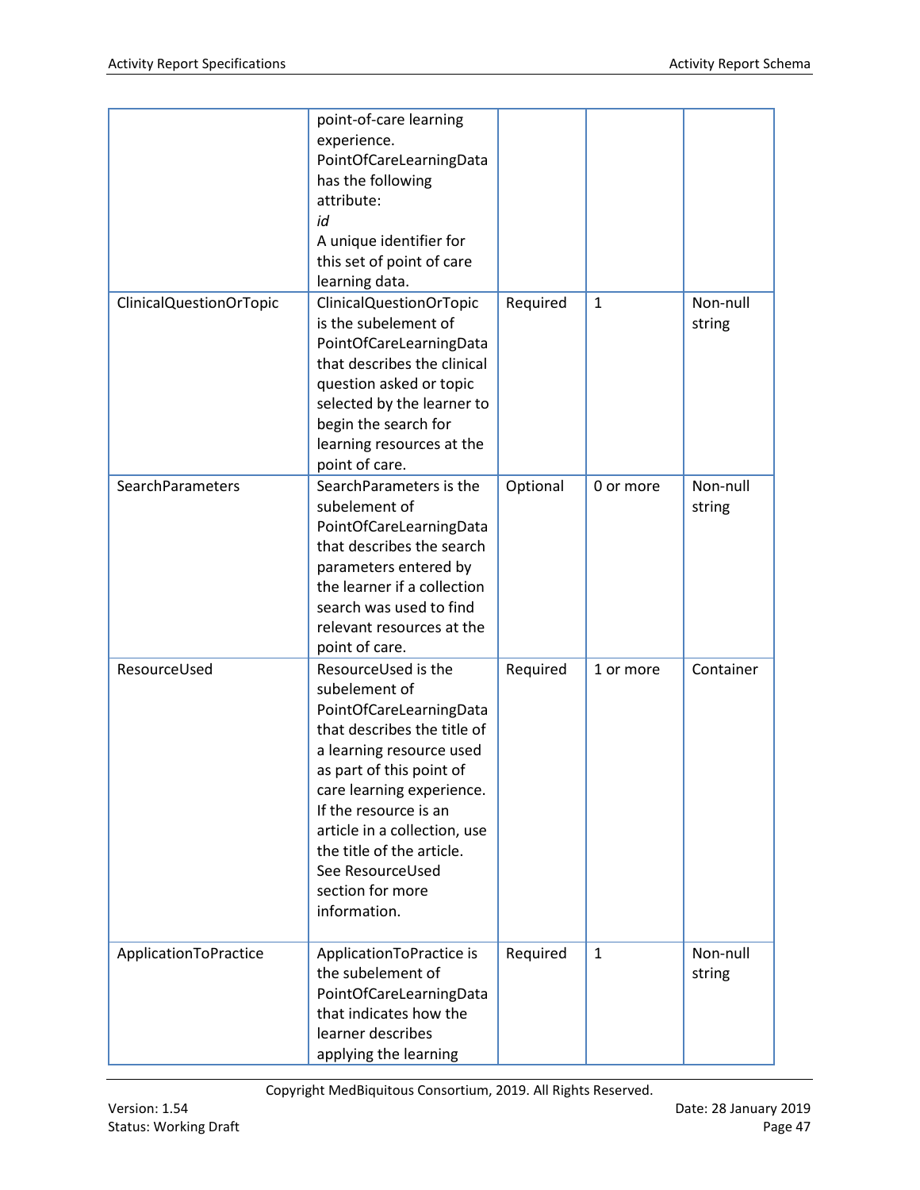| | | | | |
|---|---|---|---|---|
| | point-of-care learning experience. PointOfCareLearningData has the following attribute: *id* A unique identifier for this set of point of care learning data. | | | |
| ClinicalQuestionOrTopic | ClinicalQuestionOrTopic is the subelement of PointOfCareLearningData that describes the clinical question asked or topic selected by the learner to begin the search for learning resources at the point of care. | Required | 1 | Non-null string |
| SearchParameters | SearchParameters is the subelement of PointOfCareLearningData that describes the search parameters entered by the learner if a collection search was used to find relevant resources at the point of care. | Optional | 0 or more | Non-null string |
| ResourceUsed | ResourceUsed is the subelement of PointOfCareLearningData that describes the title of a learning resource used as part of this point of care learning experience. If the resource is an article in a collection, use the title of the article. See ResourceUsed section for more information. | Required | 1 or more | Container |
| ApplicationToPractice | ApplicationToPractice is the subelement of PointOfCareLearningData that indicates how the learner describes applying the learning | Required | 1 | Non-null string |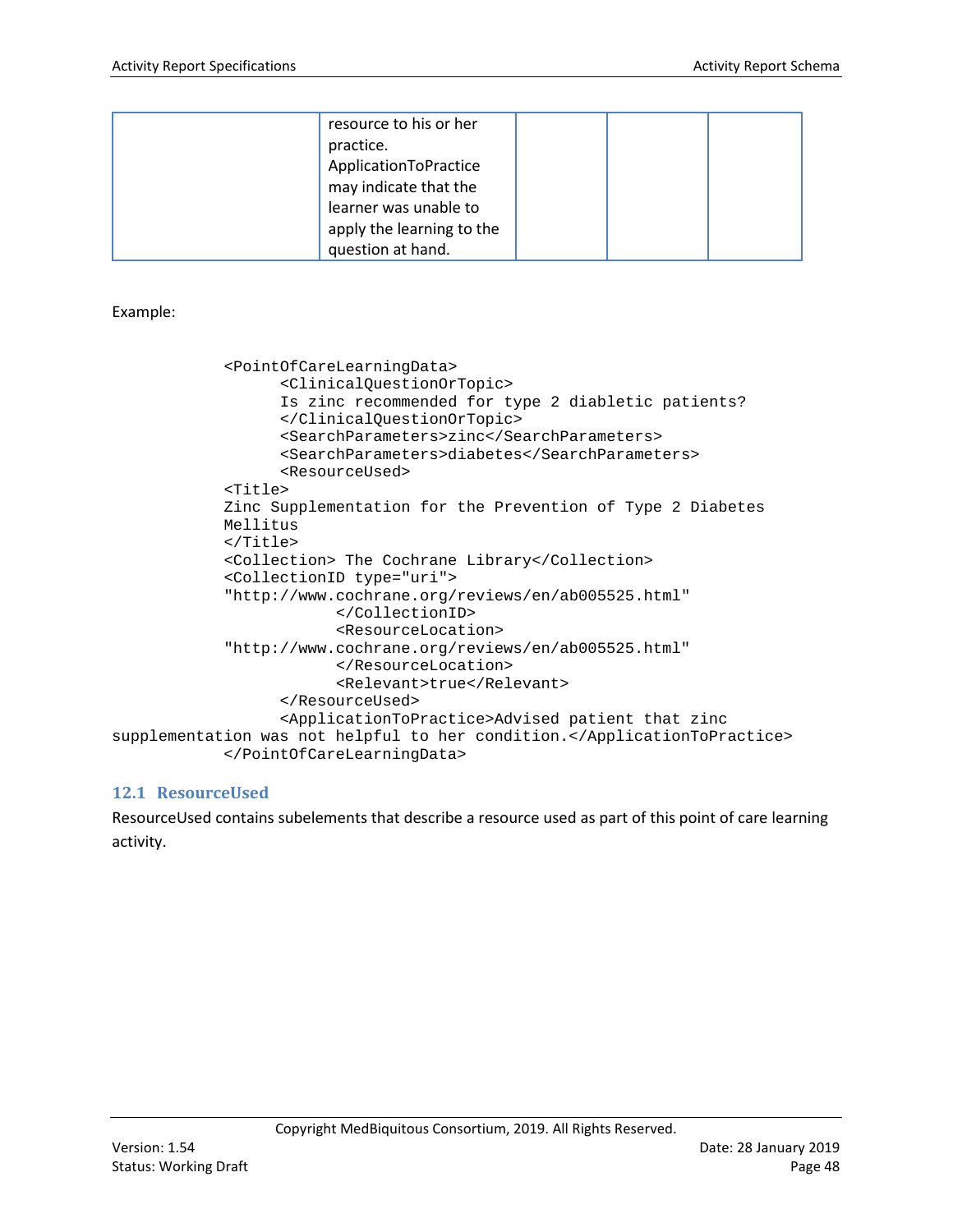|  | resource to his or her practice. ApplicationToPractice may indicate that the learner was unable to apply the learning to the question at hand. |  |  |  |
|---|---|---|---|---|

Example:

```
            <PointOfCareLearningData>
                  <ClinicalQuestionOrTopic>
                  Is zinc recommended for type 2 diabletic patients?
                  </ClinicalQuestionOrTopic>
                  <SearchParameters>zinc</SearchParameters>
                  <SearchParameters>diabetes</SearchParameters>
                  <ResourceUsed>
            <Title>
            Zinc Supplementation for the Prevention of Type 2 Diabetes
            Mellitus
            </Title>
            <Collection> The Cochrane Library</Collection>
            <CollectionID type="uri">
            "http://www.cochrane.org/reviews/en/ab005525.html"
                        </CollectionID>
                        <ResourceLocation>
            "http://www.cochrane.org/reviews/en/ab005525.html"
                        </ResourceLocation>
                        <Relevant>true</Relevant>
                  </ResourceUsed>
                  <ApplicationToPractice>Advised patient that zinc
supplementation was not helpful to her condition.</ApplicationToPractice>
            </PointOfCareLearningData>
```

## 12.1 ResourceUsed

ResourceUsed contains subelements that describe a resource used as part of this point of care learning activity.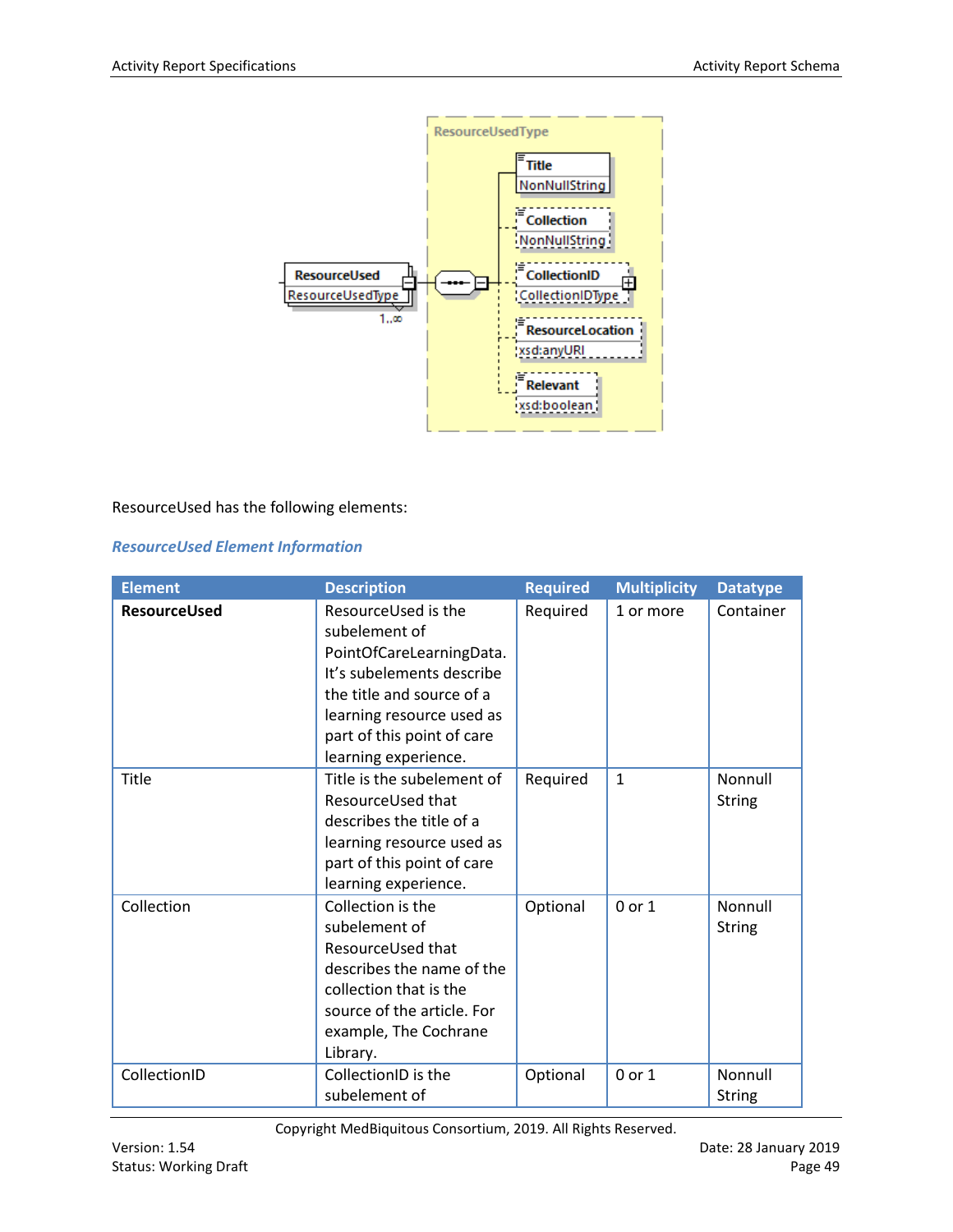ResourceUsed has the following elements:

### *ResourceUsed Element Information*

| Element | Description | Required | Multiplicity | Datatype |
|---|---|---|---|---|
| **ResourceUsed** | ResourceUsed is the subelement of PointOfCareLearningData. It's subelements describe the title and source of a learning resource used as part of this point of care learning experience. | Required | 1 or more | Container |
| Title | Title is the subelement of ResourceUsed that describes the title of a learning resource used as part of this point of care learning experience. | Required | 1 | Nonnull String |
| Collection | Collection is the subelement of ResourceUsed that describes the name of the collection that is the source of the article. For example, The Cochrane Library. | Optional | 0 or 1 | Nonnull String |
| CollectionID | CollectionID is the subelement of | Optional | 0 or 1 | Nonnull String |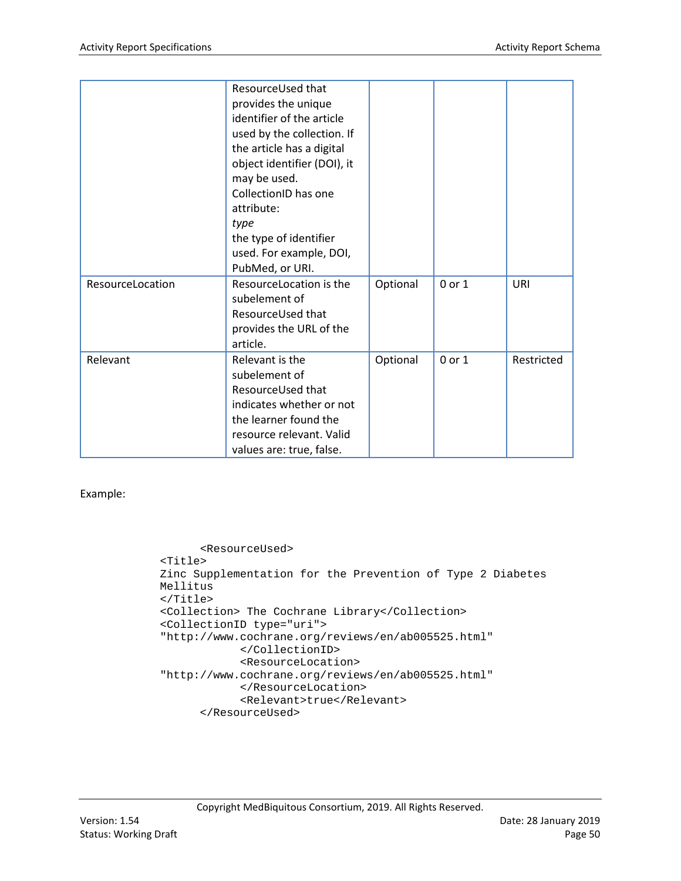| | ResourceUsed that provides the unique identifier of the article used by the collection. If the article has a digital object identifier (DOI), it may be used. CollectionID has one attribute: *type* the type of identifier used. For example, DOI, PubMed, or URI. | | | |
|---|---|---|---|---|
| ResourceLocation | ResourceLocation is the subelement of ResourceUsed that provides the URL of the article. | Optional | 0 or 1 | URI |
| Relevant | Relevant is the subelement of ResourceUsed that indicates whether or not the learner found the resource relevant. Valid values are: true, false. | Optional | 0 or 1 | Restricted |

Example:

```
      <ResourceUsed>
<Title>
Zinc Supplementation for the Prevention of Type 2 Diabetes
Mellitus
</Title>
<Collection> The Cochrane Library</Collection>
<CollectionID type="uri">
"http://www.cochrane.org/reviews/en/ab005525.html"
            </CollectionID>
            <ResourceLocation>
"http://www.cochrane.org/reviews/en/ab005525.html"
            </ResourceLocation>
            <Relevant>true</Relevant>
      </ResourceUsed>
```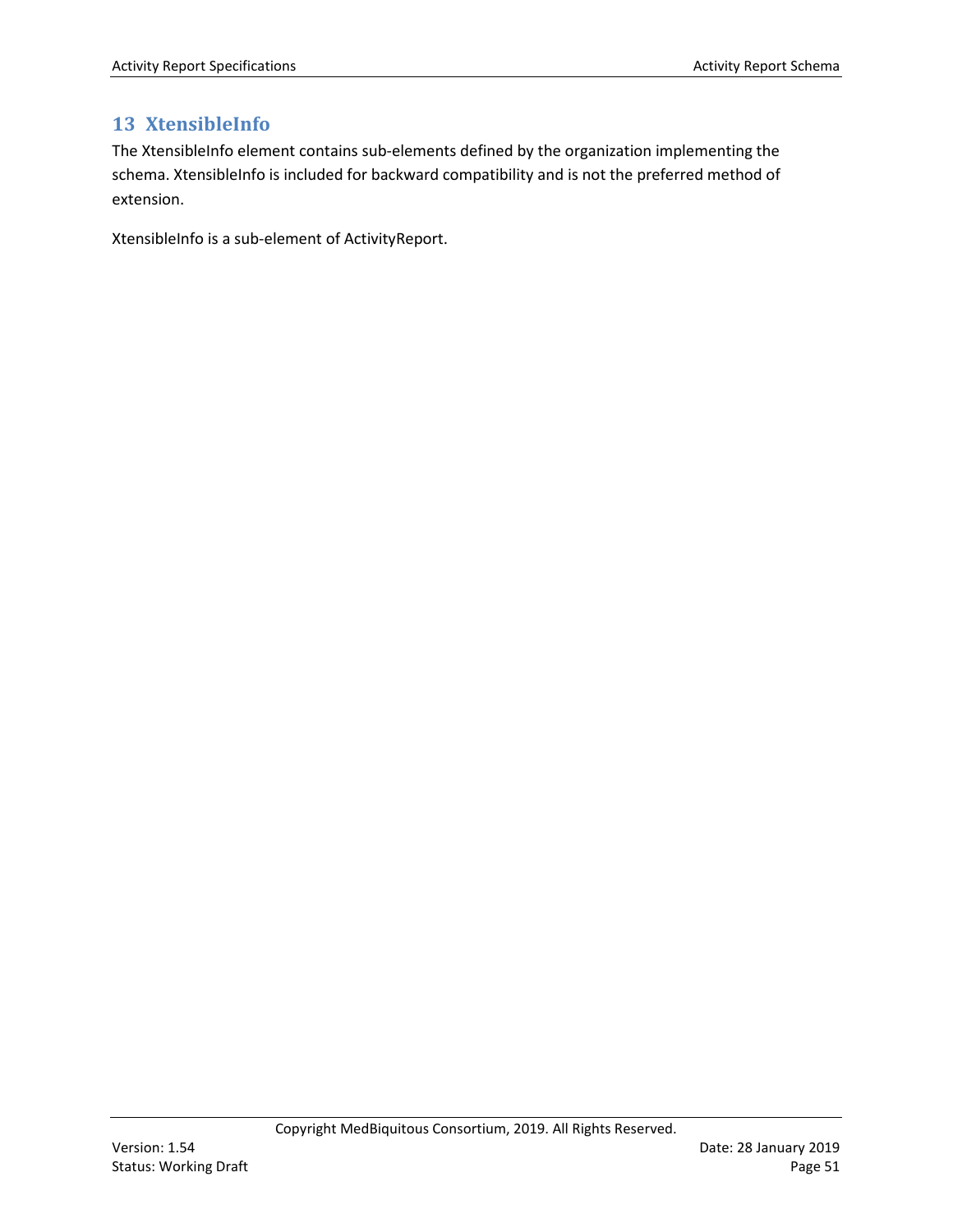# 13 XtensibleInfo

The XtensibleInfo element contains sub-elements defined by the organization implementing the schema. XtensibleInfo is included for backward compatibility and is not the preferred method of extension.

XtensibleInfo is a sub-element of ActivityReport.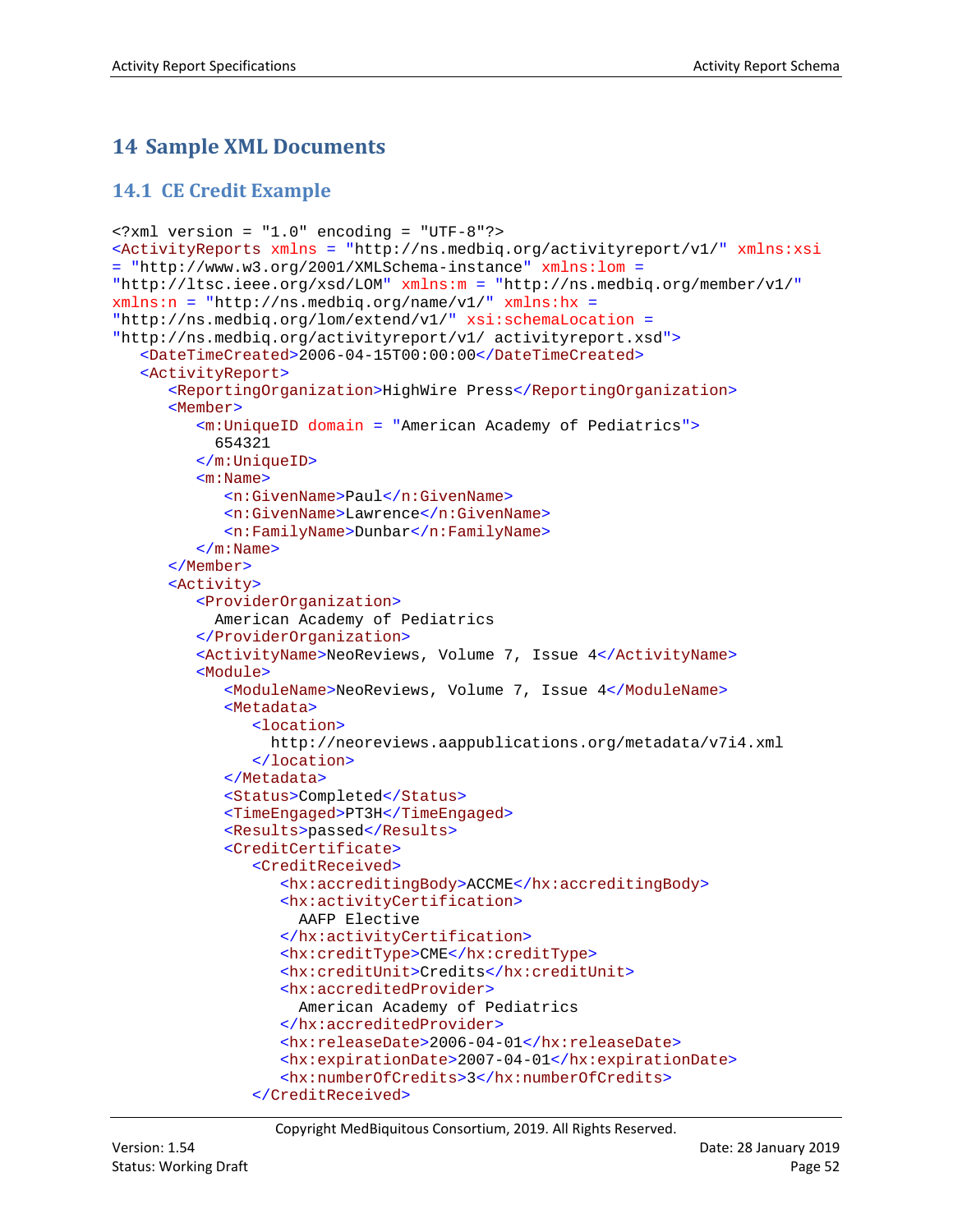# 14 Sample XML Documents

## 14.1 CE Credit Example

```
<?xml version = "1.0" encoding = "UTF-8"?>
<ActivityReports xmlns = "http://ns.medbiq.org/activityreport/v1/" xmlns:xsi
= "http://www.w3.org/2001/XMLSchema-instance" xmlns:lom =
"http://ltsc.ieee.org/xsd/LOM" xmlns:m = "http://ns.medbiq.org/member/v1/"
xmlns:n = "http://ns.medbiq.org/name/v1/" xmlns:hx =
"http://ns.medbiq.org/lom/extend/v1/" xsi:schemaLocation =
"http://ns.medbiq.org/activityreport/v1/ activityreport.xsd">
   <DateTimeCreated>2006-04-15T00:00:00</DateTimeCreated>
   <ActivityReport>
      <ReportingOrganization>HighWire Press</ReportingOrganization>
      <Member>
         <m:UniqueID domain = "American Academy of Pediatrics">
           654321
         </m:UniqueID>
         <m:Name>
            <n:GivenName>Paul</n:GivenName>
            <n:GivenName>Lawrence</n:GivenName>
            <n:FamilyName>Dunbar</n:FamilyName>
         </m:Name>
      </Member>
      <Activity>
         <ProviderOrganization>
           American Academy of Pediatrics
         </ProviderOrganization>
         <ActivityName>NeoReviews, Volume 7, Issue 4</ActivityName>
         <Module>
            <ModuleName>NeoReviews, Volume 7, Issue 4</ModuleName>
            <Metadata>
               <location>
                 http://neoreviews.aappublications.org/metadata/v7i4.xml
               </location>
            </Metadata>
            <Status>Completed</Status>
            <TimeEngaged>PT3H</TimeEngaged>
            <Results>passed</Results>
            <CreditCertificate>
               <CreditReceived>
                  <hx:accreditingBody>ACCME</hx:accreditingBody>
                  <hx:activityCertification>
                    AAFP Elective
                  </hx:activityCertification>
                  <hx:creditType>CME</hx:creditType>
                  <hx:creditUnit>Credits</hx:creditUnit>
                  <hx:accreditedProvider>
                    American Academy of Pediatrics
                  </hx:accreditedProvider>
                  <hx:releaseDate>2006-04-01</hx:releaseDate>
                  <hx:expirationDate>2007-04-01</hx:expirationDate>
                  <hx:numberOfCredits>3</hx:numberOfCredits>
               </CreditReceived>
```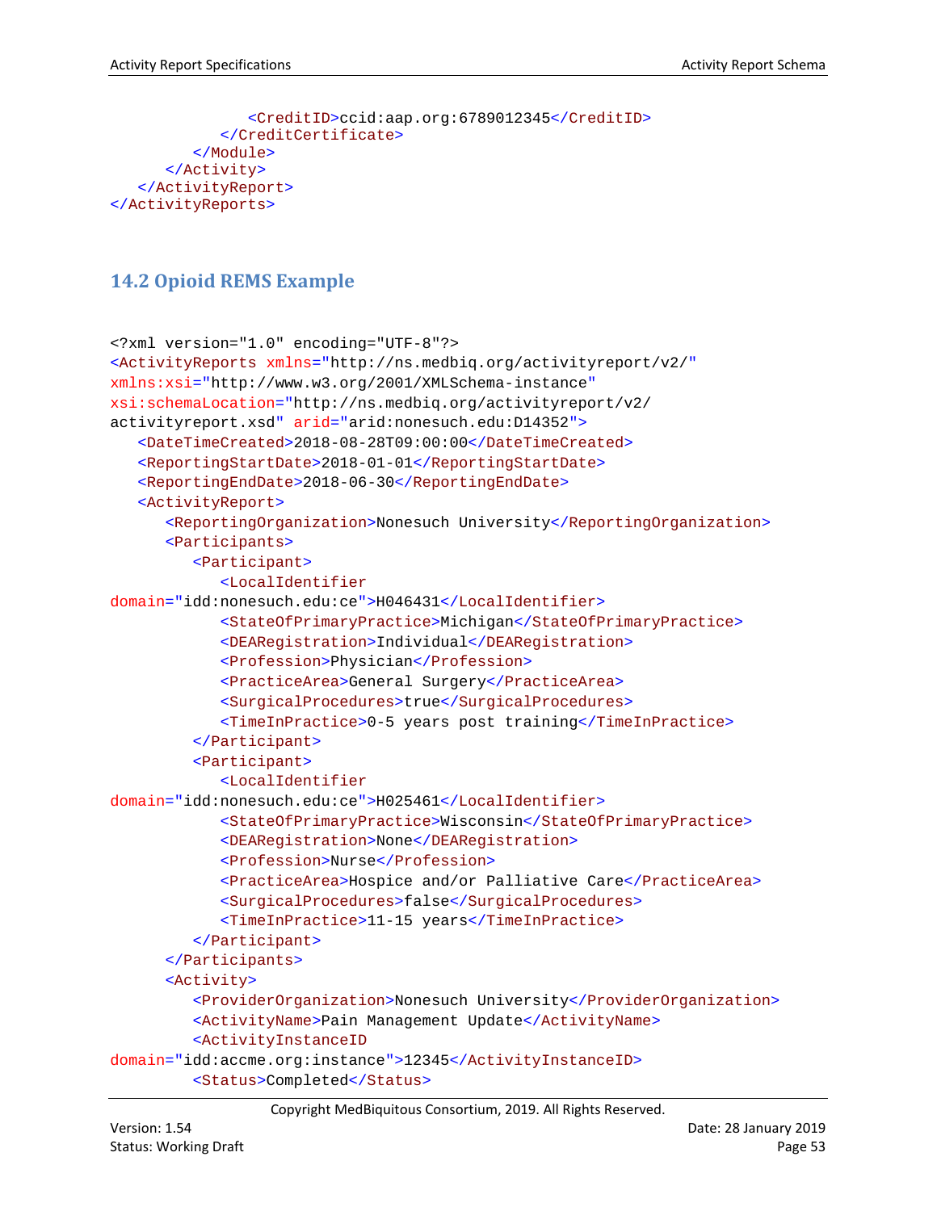```
            <CreditID>ccid:aap.org:6789012345</CreditID>
         </CreditCertificate>
      </Module>
   </Activity>
  </ActivityReport>
</ActivityReports>
```

## 14.2 Opioid REMS Example

```
<?xml version="1.0" encoding="UTF-8"?>
<ActivityReports xmlns="http://ns.medbiq.org/activityreport/v2/"
xmlns:xsi="http://www.w3.org/2001/XMLSchema-instance"
xsi:schemaLocation="http://ns.medbiq.org/activityreport/v2/
activityreport.xsd" arid="arid:nonesuch.edu:D14352">
   <DateTimeCreated>2018-08-28T09:00:00</DateTimeCreated>
   <ReportingStartDate>2018-01-01</ReportingStartDate>
   <ReportingEndDate>2018-06-30</ReportingEndDate>
   <ActivityReport>
      <ReportingOrganization>Nonesuch University</ReportingOrganization>
      <Participants>
         <Participant>
            <LocalIdentifier
domain="idd:nonesuch.edu:ce">H046431</LocalIdentifier>
            <StateOfPrimaryPractice>Michigan</StateOfPrimaryPractice>
            <DEARegistration>Individual</DEARegistration>
            <Profession>Physician</Profession>
            <PracticeArea>General Surgery</PracticeArea>
            <SurgicalProcedures>true</SurgicalProcedures>
            <TimeInPractice>0-5 years post training</TimeInPractice>
         </Participant>
         <Participant>
            <LocalIdentifier
domain="idd:nonesuch.edu:ce">H025461</LocalIdentifier>
            <StateOfPrimaryPractice>Wisconsin</StateOfPrimaryPractice>
            <DEARegistration>None</DEARegistration>
            <Profession>Nurse</Profession>
            <PracticeArea>Hospice and/or Palliative Care</PracticeArea>
            <SurgicalProcedures>false</SurgicalProcedures>
            <TimeInPractice>11-15 years</TimeInPractice>
         </Participant>
      </Participants>
      <Activity>
         <ProviderOrganization>Nonesuch University</ProviderOrganization>
         <ActivityName>Pain Management Update</ActivityName>
         <ActivityInstanceID
domain="idd:accme.org:instance">12345</ActivityInstanceID>
         <Status>Completed</Status>
```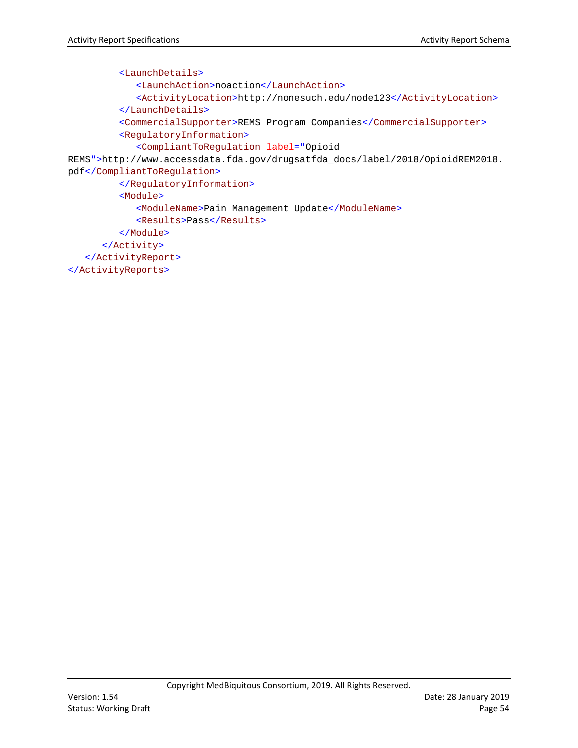```xml
        <LaunchDetails>
           <LaunchAction>noaction</LaunchAction>
           <ActivityLocation>http://nonesuch.edu/node123</ActivityLocation>
        </LaunchDetails>
        <CommercialSupporter>REMS Program Companies</CommercialSupporter>
        <RegulatoryInformation>
           <CompliantToRegulation label="Opioid
REMS">http://www.accessdata.fda.gov/drugsatfda_docs/label/2018/OpioidREM2018.
pdf</CompliantToRegulation>
        </RegulatoryInformation>
        <Module>
           <ModuleName>Pain Management Update</ModuleName>
           <Results>Pass</Results>
        </Module>
     </Activity>
  </ActivityReport>
</ActivityReports>
```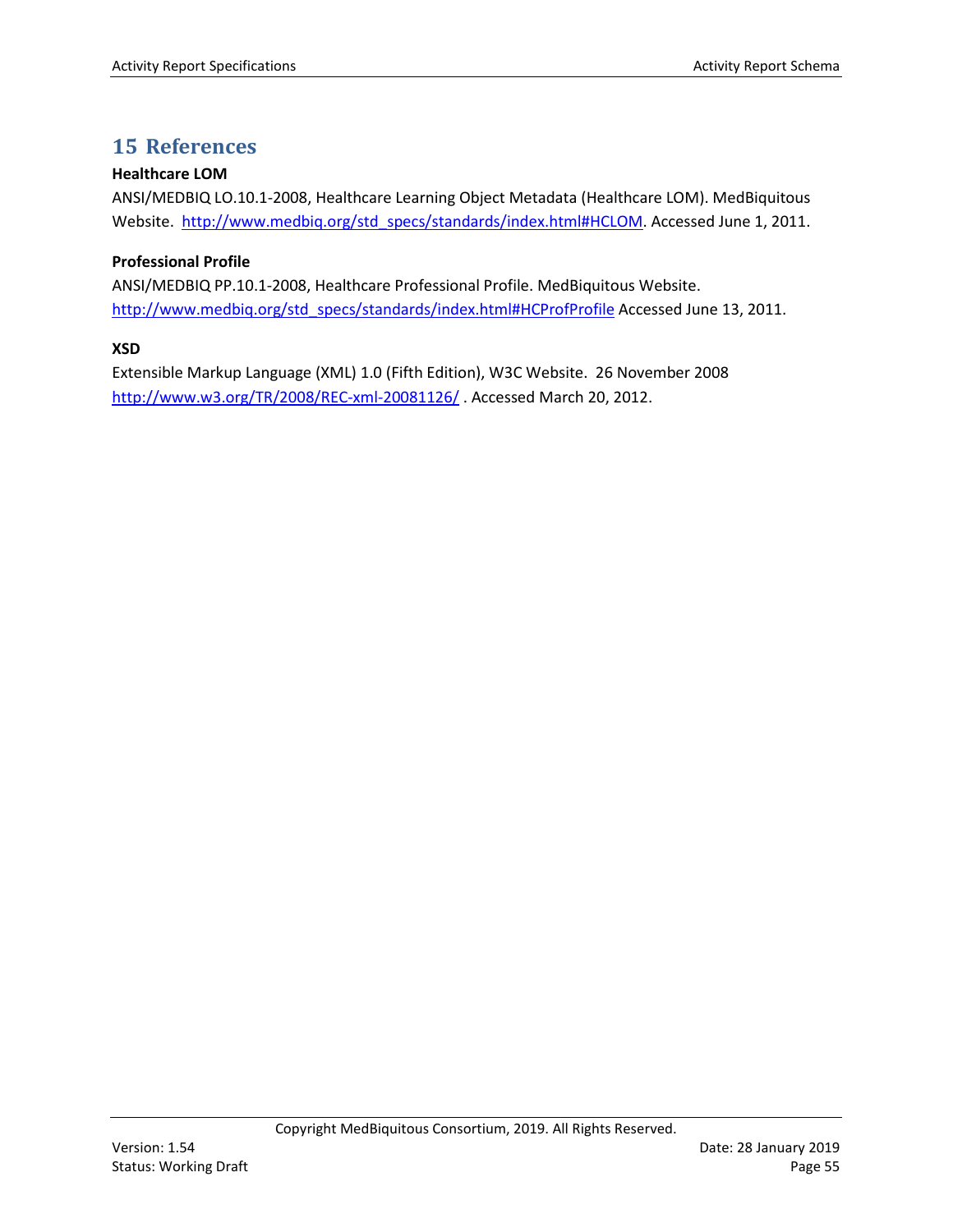# 15 References

**Healthcare LOM**

ANSI/MEDBIQ LO.10.1-2008, Healthcare Learning Object Metadata (Healthcare LOM). MedBiquitous Website. http://www.medbiq.org/std_specs/standards/index.html#HCLOM. Accessed June 1, 2011.

**Professional Profile**

ANSI/MEDBIQ PP.10.1-2008, Healthcare Professional Profile. MedBiquitous Website. http://www.medbiq.org/std_specs/standards/index.html#HCProfProfile Accessed June 13, 2011.

**XSD**

Extensible Markup Language (XML) 1.0 (Fifth Edition), W3C Website. 26 November 2008 http://www.w3.org/TR/2008/REC-xml-20081126/ . Accessed March 20, 2012.